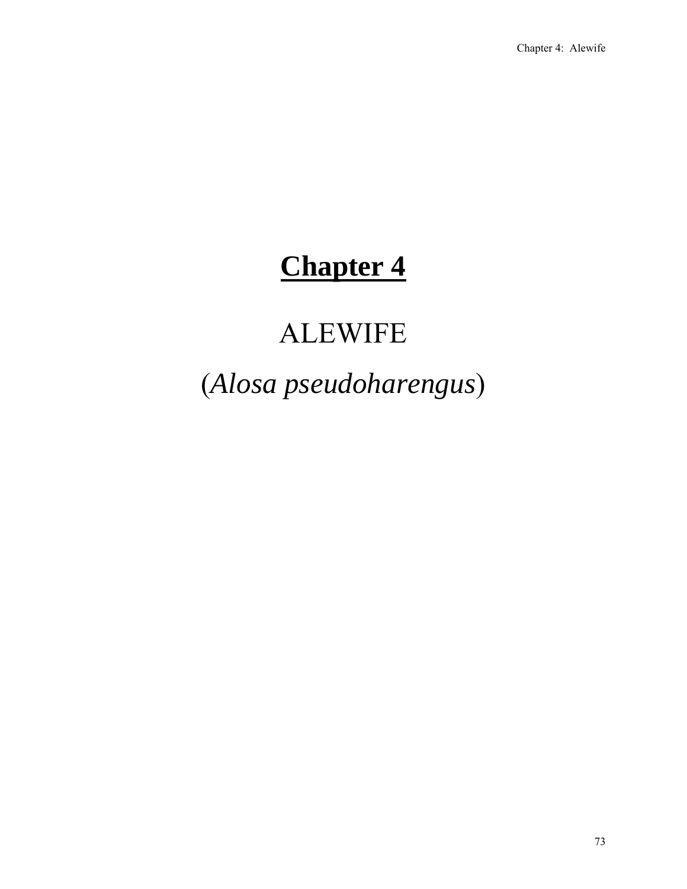# **Chapter 4**

## ALEWIFE

## (*Alosa pseudoharengus*)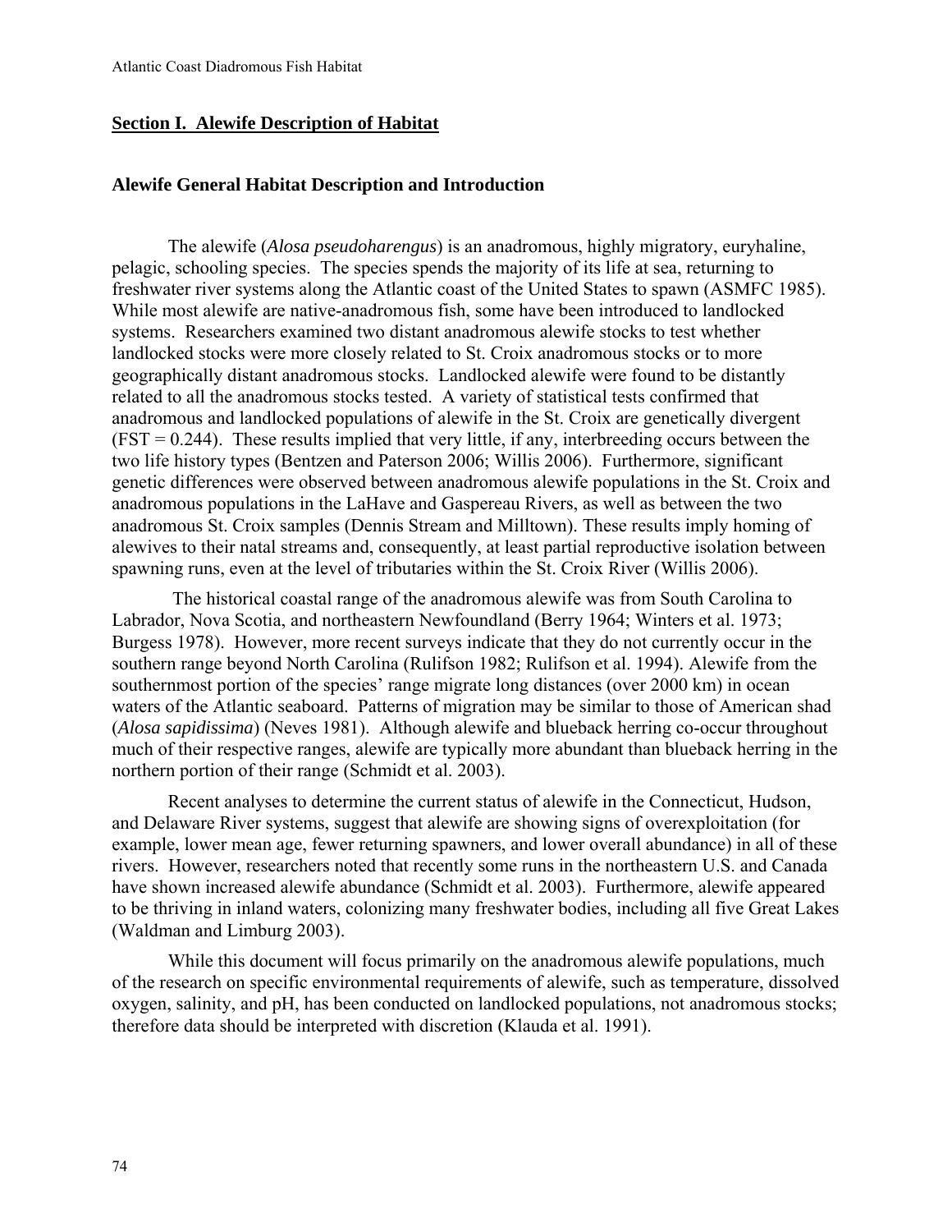## Section I. Alewife Description of Habitat

### Alewife General Habitat Description and Introduction

The alewife (*Alosa pseudoharengus*) is an anadromous, highly migratory, euryhaline, pelagic, schooling species. The species spends the majority of its life at sea, returning to freshwater river systems along the Atlantic coast of the United States to spawn (ASMFC 1985). While most alewife are native-anadromous fish, some have been introduced to landlocked systems. Researchers examined two distant anadromous alewife stocks to test whether landlocked stocks were more closely related to St. Croix anadromous stocks or to more geographically distant anadromous stocks. Landlocked alewife were found to be distantly related to all the anadromous stocks tested. A variety of statistical tests confirmed that anadromous and landlocked populations of alewife in the St. Croix are genetically divergent ($F_{ST} = 0.244$). These results implied that very little, if any, interbreeding occurs between the two life history types (Bentzen and Paterson 2006; Willis 2006). Furthermore, significant genetic differences were observed between anadromous alewife populations in the St. Croix and anadromous populations in the LaHave and Gaspereau Rivers, as well as between the two anadromous St. Croix samples (Dennis Stream and Milltown). These results imply homing of alewives to their natal streams and, consequently, at least partial reproductive isolation between spawning runs, even at the level of tributaries within the St. Croix River (Willis 2006).

The historical coastal range of the anadromous alewife was from South Carolina to Labrador, Nova Scotia, and northeastern Newfoundland (Berry 1964; Winters et al. 1973; Burgess 1978). However, more recent surveys indicate that they do not currently occur in the southern range beyond North Carolina (Rulifson 1982; Rulifson et al. 1994). Alewife from the southernmost portion of the species' range migrate long distances (over 2000 km) in ocean waters of the Atlantic seaboard. Patterns of migration may be similar to those of American shad (*Alosa sapidissima*) (Neves 1981). Although alewife and blueback herring co-occur throughout much of their respective ranges, alewife are typically more abundant than blueback herring in the northern portion of their range (Schmidt et al. 2003).

Recent analyses to determine the current status of alewife in the Connecticut, Hudson, and Delaware River systems, suggest that alewife are showing signs of overexploitation (for example, lower mean age, fewer returning spawners, and lower overall abundance) in all of these rivers. However, researchers noted that recently some runs in the northeastern U.S. and Canada have shown increased alewife abundance (Schmidt et al. 2003). Furthermore, alewife appeared to be thriving in inland waters, colonizing many freshwater bodies, including all five Great Lakes (Waldman and Limburg 2003).

While this document will focus primarily on the anadromous alewife populations, much of the research on specific environmental requirements of alewife, such as temperature, dissolved oxygen, salinity, and pH, has been conducted on landlocked populations, not anadromous stocks; therefore data should be interpreted with discretion (Klauda et al. 1991).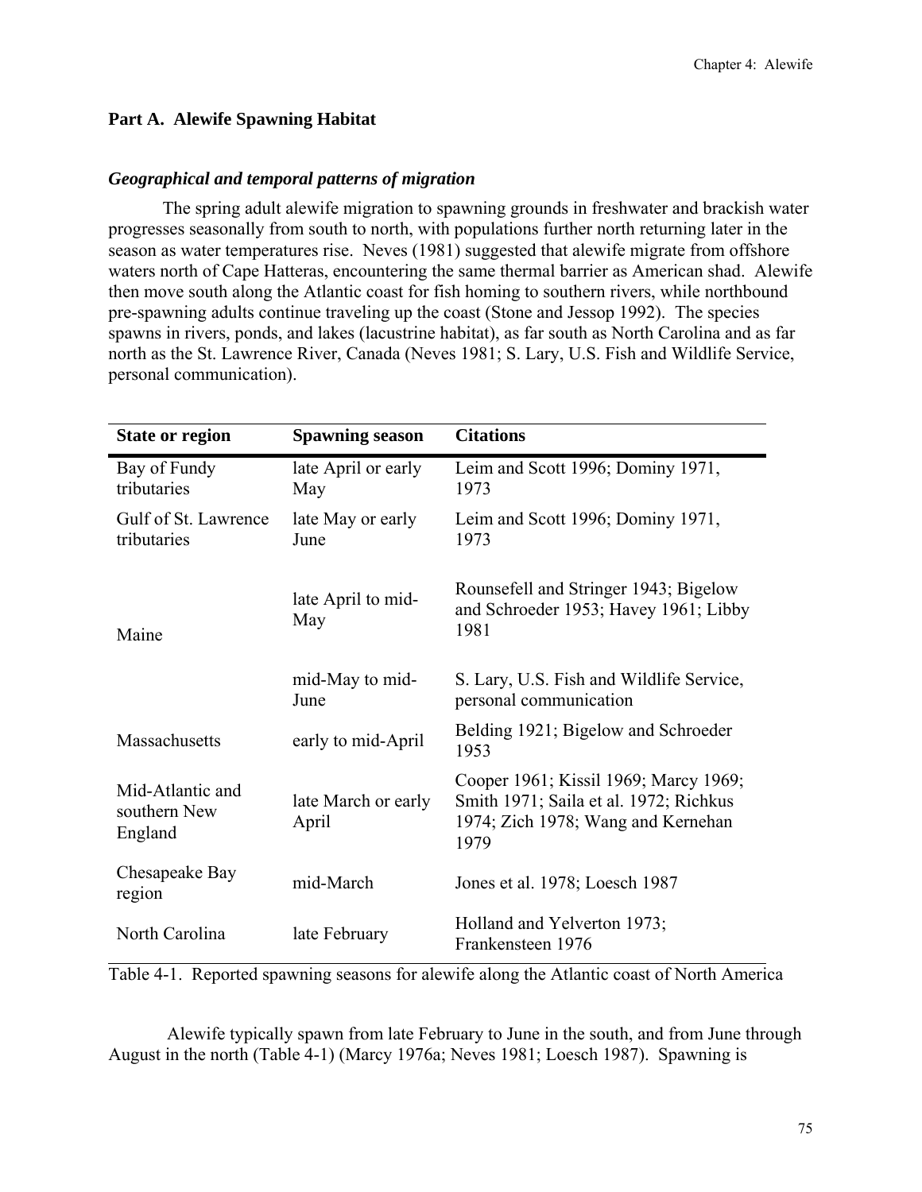## Part A. Alewife Spawning Habitat

### *Geographical and temporal patterns of migration*

The spring adult alewife migration to spawning grounds in freshwater and brackish water progresses seasonally from south to north, with populations further north returning later in the season as water temperatures rise. Neves (1981) suggested that alewife migrate from offshore waters north of Cape Hatteras, encountering the same thermal barrier as American shad. Alewife then move south along the Atlantic coast for fish homing to southern rivers, while northbound pre-spawning adults continue traveling up the coast (Stone and Jessop 1992). The species spawns in rivers, ponds, and lakes (lacustrine habitat), as far south as North Carolina and as far north as the St. Lawrence River, Canada (Neves 1981; S. Lary, U.S. Fish and Wildlife Service, personal communication).

| State or region | Spawning season | Citations |
|---|---|---|
| Bay of Fundy tributaries | late April or early May | Leim and Scott 1996; Dominy 1971, 1973 |
| Gulf of St. Lawrence tributaries | late May or early June | Leim and Scott 1996; Dominy 1971, 1973 |
| Maine | late April to mid-May | Rounsefell and Stringer 1943; Bigelow and Schroeder 1953; Havey 1961; Libby 1981 |
| | mid-May to mid-June | S. Lary, U.S. Fish and Wildlife Service, personal communication |
| Massachusetts | early to mid-April | Belding 1921; Bigelow and Schroeder 1953 |
| Mid-Atlantic and southern New England | late March or early April | Cooper 1961; Kissil 1969; Marcy 1969; Smith 1971; Saila et al. 1972; Richkus 1974; Zich 1978; Wang and Kernehan 1979 |
| Chesapeake Bay region | mid-March | Jones et al. 1978; Loesch 1987 |
| North Carolina | late February | Holland and Yelverton 1973; Frankensteen 1976 |

Table 4-1. Reported spawning seasons for alewife along the Atlantic coast of North America

Alewife typically spawn from late February to June in the south, and from June through August in the north (Table 4-1) (Marcy 1976a; Neves 1981; Loesch 1987). Spawning is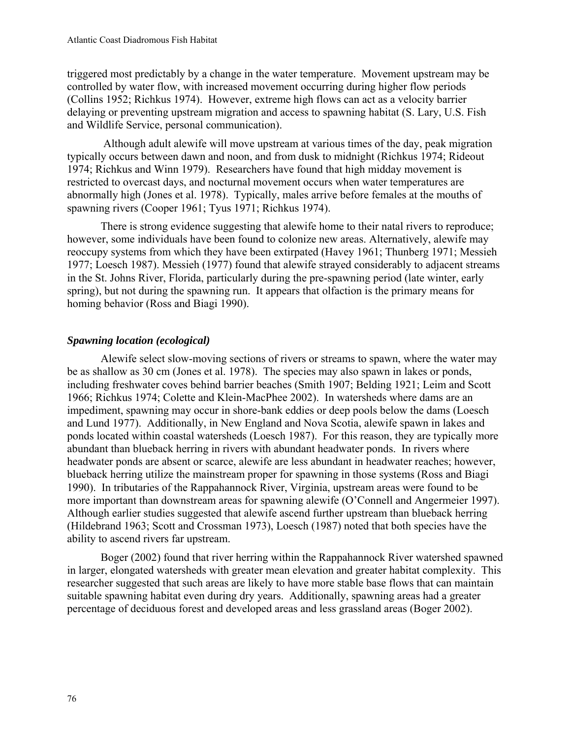triggered most predictably by a change in the water temperature. Movement upstream may be controlled by water flow, with increased movement occurring during higher flow periods (Collins 1952; Richkus 1974). However, extreme high flows can act as a velocity barrier delaying or preventing upstream migration and access to spawning habitat (S. Lary, U.S. Fish and Wildlife Service, personal communication).

Although adult alewife will move upstream at various times of the day, peak migration typically occurs between dawn and noon, and from dusk to midnight (Richkus 1974; Rideout 1974; Richkus and Winn 1979). Researchers have found that high midday movement is restricted to overcast days, and nocturnal movement occurs when water temperatures are abnormally high (Jones et al. 1978). Typically, males arrive before females at the mouths of spawning rivers (Cooper 1961; Tyus 1971; Richkus 1974).

There is strong evidence suggesting that alewife home to their natal rivers to reproduce; however, some individuals have been found to colonize new areas. Alternatively, alewife may reoccupy systems from which they have been extirpated (Havey 1961; Thunberg 1971; Messieh 1977; Loesch 1987). Messieh (1977) found that alewife strayed considerably to adjacent streams in the St. Johns River, Florida, particularly during the pre-spawning period (late winter, early spring), but not during the spawning run. It appears that olfaction is the primary means for homing behavior (Ross and Biagi 1990).

### *Spawning location (ecological)*

Alewife select slow-moving sections of rivers or streams to spawn, where the water may be as shallow as 30 cm (Jones et al. 1978). The species may also spawn in lakes or ponds, including freshwater coves behind barrier beaches (Smith 1907; Belding 1921; Leim and Scott 1966; Richkus 1974; Colette and Klein-MacPhee 2002). In watersheds where dams are an impediment, spawning may occur in shore-bank eddies or deep pools below the dams (Loesch and Lund 1977). Additionally, in New England and Nova Scotia, alewife spawn in lakes and ponds located within coastal watersheds (Loesch 1987). For this reason, they are typically more abundant than blueback herring in rivers with abundant headwater ponds. In rivers where headwater ponds are absent or scarce, alewife are less abundant in headwater reaches; however, blueback herring utilize the mainstream proper for spawning in those systems (Ross and Biagi 1990). In tributaries of the Rappahannock River, Virginia, upstream areas were found to be more important than downstream areas for spawning alewife (O'Connell and Angermeier 1997). Although earlier studies suggested that alewife ascend further upstream than blueback herring (Hildebrand 1963; Scott and Crossman 1973), Loesch (1987) noted that both species have the ability to ascend rivers far upstream.

Boger (2002) found that river herring within the Rappahannock River watershed spawned in larger, elongated watersheds with greater mean elevation and greater habitat complexity. This researcher suggested that such areas are likely to have more stable base flows that can maintain suitable spawning habitat even during dry years. Additionally, spawning areas had a greater percentage of deciduous forest and developed areas and less grassland areas (Boger 2002).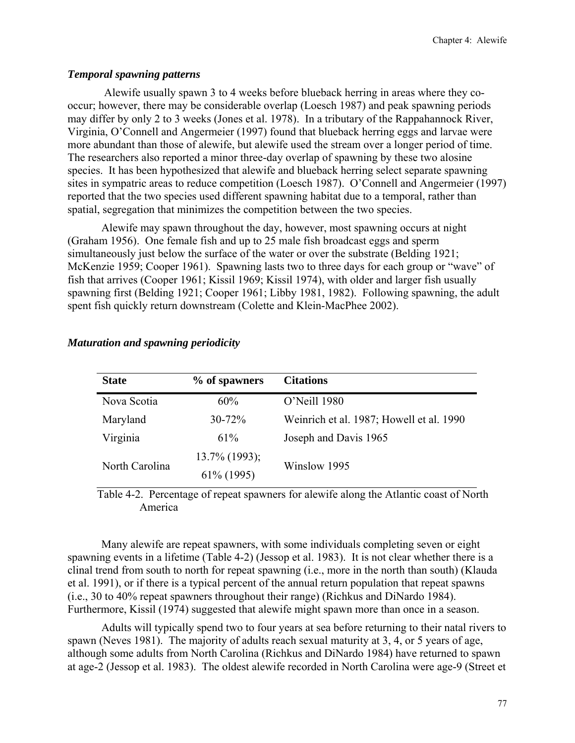### *Temporal spawning patterns*

Alewife usually spawn 3 to 4 weeks before blueback herring in areas where they co-occur; however, there may be considerable overlap (Loesch 1987) and peak spawning periods may differ by only 2 to 3 weeks (Jones et al. 1978). In a tributary of the Rappahannock River, Virginia, O'Connell and Angermeier (1997) found that blueback herring eggs and larvae were more abundant than those of alewife, but alewife used the stream over a longer period of time. The researchers also reported a minor three-day overlap of spawning by these two alosine species. It has been hypothesized that alewife and blueback herring select separate spawning sites in sympatric areas to reduce competition (Loesch 1987). O'Connell and Angermeier (1997) reported that the two species used different spawning habitat due to a temporal, rather than spatial, segregation that minimizes the competition between the two species.

Alewife may spawn throughout the day, however, most spawning occurs at night (Graham 1956). One female fish and up to 25 male fish broadcast eggs and sperm simultaneously just below the surface of the water or over the substrate (Belding 1921; McKenzie 1959; Cooper 1961). Spawning lasts two to three days for each group or "wave" of fish that arrives (Cooper 1961; Kissil 1969; Kissil 1974), with older and larger fish usually spawning first (Belding 1921; Cooper 1961; Libby 1981, 1982). Following spawning, the adult spent fish quickly return downstream (Colette and Klein-MacPhee 2002).

### *Maturation and spawning periodicity*

| State | % of spawners | Citations |
|---|---|---|
| Nova Scotia | 60% | O'Neill 1980 |
| Maryland | 30-72% | Weinrich et al. 1987; Howell et al. 1990 |
| Virginia | 61% | Joseph and Davis 1965 |
| North Carolina | 13.7% (1993); 61% (1995) | Winslow 1995 |

Table 4-2. Percentage of repeat spawners for alewife along the Atlantic coast of North America

Many alewife are repeat spawners, with some individuals completing seven or eight spawning events in a lifetime (Table 4-2) (Jessop et al. 1983). It is not clear whether there is a clinal trend from south to north for repeat spawning (i.e., more in the north than south) (Klauda et al. 1991), or if there is a typical percent of the annual return population that repeat spawns (i.e., 30 to 40% repeat spawners throughout their range) (Richkus and DiNardo 1984). Furthermore, Kissil (1974) suggested that alewife might spawn more than once in a season.

Adults will typically spend two to four years at sea before returning to their natal rivers to spawn (Neves 1981). The majority of adults reach sexual maturity at 3, 4, or 5 years of age, although some adults from North Carolina (Richkus and DiNardo 1984) have returned to spawn at age-2 (Jessop et al. 1983). The oldest alewife recorded in North Carolina were age-9 (Street et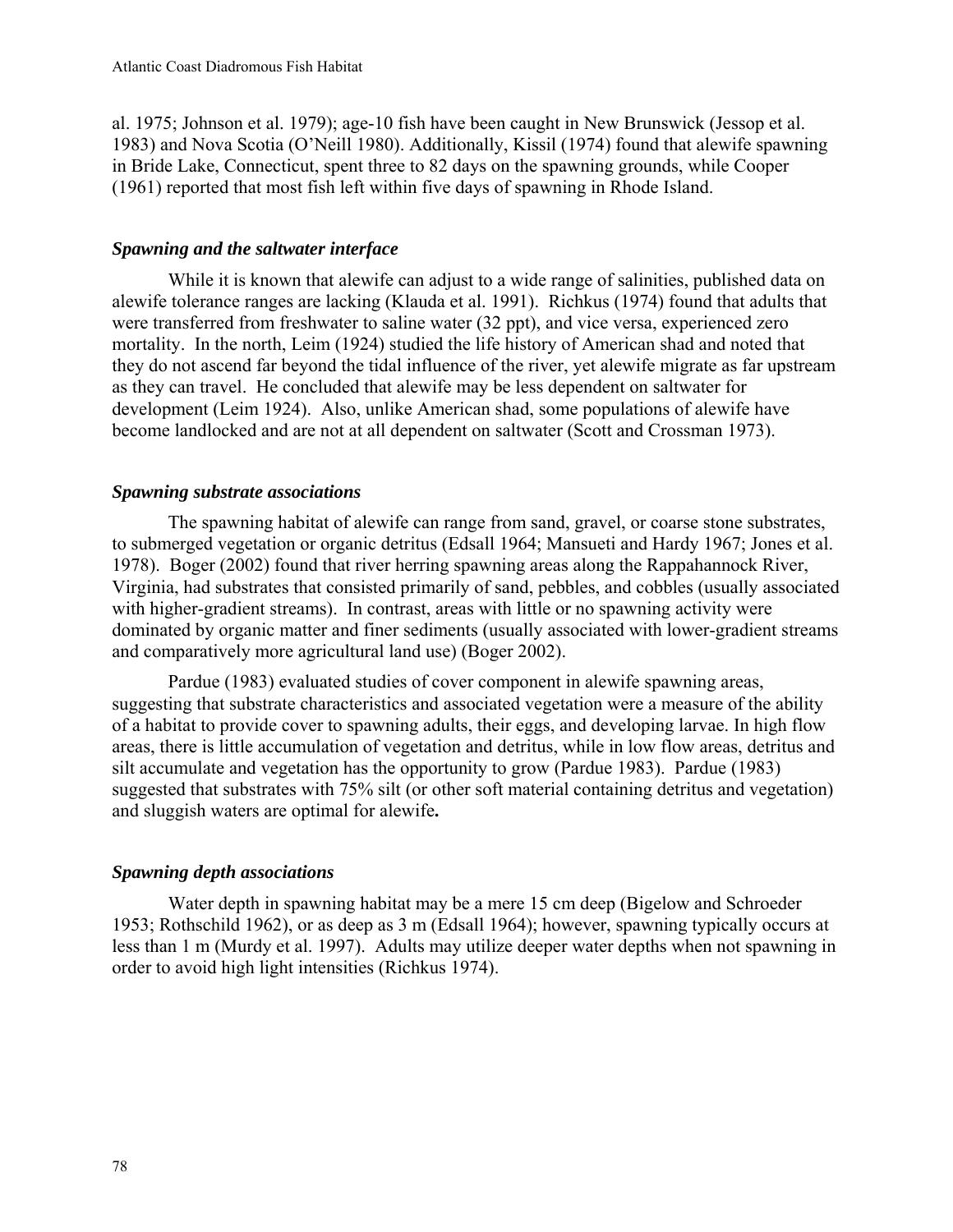al. 1975; Johnson et al. 1979); age-10 fish have been caught in New Brunswick (Jessop et al. 1983) and Nova Scotia (O'Neill 1980). Additionally, Kissil (1974) found that alewife spawning in Bride Lake, Connecticut, spent three to 82 days on the spawning grounds, while Cooper (1961) reported that most fish left within five days of spawning in Rhode Island.

### *Spawning and the saltwater interface*

While it is known that alewife can adjust to a wide range of salinities, published data on alewife tolerance ranges are lacking (Klauda et al. 1991). Richkus (1974) found that adults that were transferred from freshwater to saline water (32 ppt), and vice versa, experienced zero mortality. In the north, Leim (1924) studied the life history of American shad and noted that they do not ascend far beyond the tidal influence of the river, yet alewife migrate as far upstream as they can travel. He concluded that alewife may be less dependent on saltwater for development (Leim 1924). Also, unlike American shad, some populations of alewife have become landlocked and are not at all dependent on saltwater (Scott and Crossman 1973).

### *Spawning substrate associations*

The spawning habitat of alewife can range from sand, gravel, or coarse stone substrates, to submerged vegetation or organic detritus (Edsall 1964; Mansueti and Hardy 1967; Jones et al. 1978). Boger (2002) found that river herring spawning areas along the Rappahannock River, Virginia, had substrates that consisted primarily of sand, pebbles, and cobbles (usually associated with higher-gradient streams). In contrast, areas with little or no spawning activity were dominated by organic matter and finer sediments (usually associated with lower-gradient streams and comparatively more agricultural land use) (Boger 2002).

Pardue (1983) evaluated studies of cover component in alewife spawning areas, suggesting that substrate characteristics and associated vegetation were a measure of the ability of a habitat to provide cover to spawning adults, their eggs, and developing larvae. In high flow areas, there is little accumulation of vegetation and detritus, while in low flow areas, detritus and silt accumulate and vegetation has the opportunity to grow (Pardue 1983). Pardue (1983) suggested that substrates with 75% silt (or other soft material containing detritus and vegetation) and sluggish waters are optimal for alewife**.**

### *Spawning depth associations*

Water depth in spawning habitat may be a mere 15 cm deep (Bigelow and Schroeder 1953; Rothschild 1962), or as deep as 3 m (Edsall 1964); however, spawning typically occurs at less than 1 m (Murdy et al. 1997). Adults may utilize deeper water depths when not spawning in order to avoid high light intensities (Richkus 1974).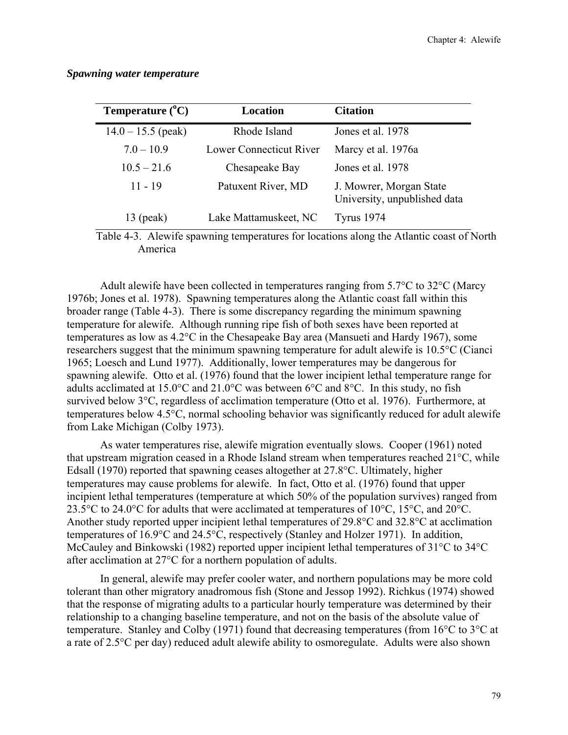### *Spawning water temperature*

| Temperature (°C) | Location | Citation |
|---|---|---|
| 14.0 – 15.5 (peak) | Rhode Island | Jones et al. 1978 |
| 7.0 – 10.9 | Lower Connecticut River | Marcy et al. 1976a |
| 10.5 – 21.6 | Chesapeake Bay | Jones et al. 1978 |
| 11 - 19 | Patuxent River, MD | J. Mowrer, Morgan State University, unpublished data |
| 13 (peak) | Lake Mattamuskeet, NC | Tyrus 1974 |

Table 4-3. Alewife spawning temperatures for locations along the Atlantic coast of North America

Adult alewife have been collected in temperatures ranging from 5.7°C to 32°C (Marcy 1976b; Jones et al. 1978). Spawning temperatures along the Atlantic coast fall within this broader range (Table 4-3). There is some discrepancy regarding the minimum spawning temperature for alewife. Although running ripe fish of both sexes have been reported at temperatures as low as 4.2°C in the Chesapeake Bay area (Mansueti and Hardy 1967), some researchers suggest that the minimum spawning temperature for adult alewife is 10.5°C (Cianci 1965; Loesch and Lund 1977). Additionally, lower temperatures may be dangerous for spawning alewife. Otto et al. (1976) found that the lower incipient lethal temperature range for adults acclimated at 15.0°C and 21.0°C was between 6°C and 8°C. In this study, no fish survived below 3°C, regardless of acclimation temperature (Otto et al. 1976). Furthermore, at temperatures below 4.5°C, normal schooling behavior was significantly reduced for adult alewife from Lake Michigan (Colby 1973).

As water temperatures rise, alewife migration eventually slows. Cooper (1961) noted that upstream migration ceased in a Rhode Island stream when temperatures reached 21°C, while Edsall (1970) reported that spawning ceases altogether at 27.8°C. Ultimately, higher temperatures may cause problems for alewife. In fact, Otto et al. (1976) found that upper incipient lethal temperatures (temperature at which 50% of the population survives) ranged from 23.5°C to 24.0°C for adults that were acclimated at temperatures of 10°C, 15°C, and 20°C. Another study reported upper incipient lethal temperatures of 29.8°C and 32.8°C at acclimation temperatures of 16.9°C and 24.5°C, respectively (Stanley and Holzer 1971). In addition, McCauley and Binkowski (1982) reported upper incipient lethal temperatures of 31°C to 34°C after acclimation at 27°C for a northern population of adults.

In general, alewife may prefer cooler water, and northern populations may be more cold tolerant than other migratory anadromous fish (Stone and Jessop 1992). Richkus (1974) showed that the response of migrating adults to a particular hourly temperature was determined by their relationship to a changing baseline temperature, and not on the basis of the absolute value of temperature. Stanley and Colby (1971) found that decreasing temperatures (from 16°C to 3°C at a rate of 2.5°C per day) reduced adult alewife ability to osmoregulate. Adults were also shown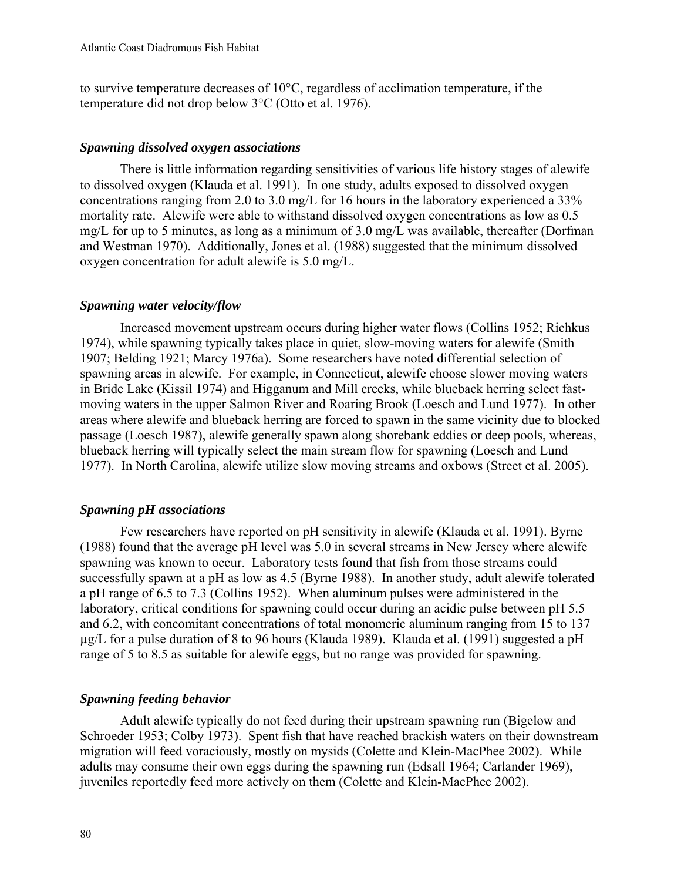to survive temperature decreases of 10°C, regardless of acclimation temperature, if the temperature did not drop below 3°C (Otto et al. 1976).

### *Spawning dissolved oxygen associations*

There is little information regarding sensitivities of various life history stages of alewife to dissolved oxygen (Klauda et al. 1991). In one study, adults exposed to dissolved oxygen concentrations ranging from 2.0 to 3.0 mg/L for 16 hours in the laboratory experienced a 33% mortality rate. Alewife were able to withstand dissolved oxygen concentrations as low as 0.5 mg/L for up to 5 minutes, as long as a minimum of 3.0 mg/L was available, thereafter (Dorfman and Westman 1970). Additionally, Jones et al. (1988) suggested that the minimum dissolved oxygen concentration for adult alewife is 5.0 mg/L.

### *Spawning water velocity/flow*

Increased movement upstream occurs during higher water flows (Collins 1952; Richkus 1974), while spawning typically takes place in quiet, slow-moving waters for alewife (Smith 1907; Belding 1921; Marcy 1976a). Some researchers have noted differential selection of spawning areas in alewife. For example, in Connecticut, alewife choose slower moving waters in Bride Lake (Kissil 1974) and Higganum and Mill creeks, while blueback herring select fast-moving waters in the upper Salmon River and Roaring Brook (Loesch and Lund 1977). In other areas where alewife and blueback herring are forced to spawn in the same vicinity due to blocked passage (Loesch 1987), alewife generally spawn along shorebank eddies or deep pools, whereas, blueback herring will typically select the main stream flow for spawning (Loesch and Lund 1977). In North Carolina, alewife utilize slow moving streams and oxbows (Street et al. 2005).

### *Spawning pH associations*

Few researchers have reported on pH sensitivity in alewife (Klauda et al. 1991). Byrne (1988) found that the average pH level was 5.0 in several streams in New Jersey where alewife spawning was known to occur. Laboratory tests found that fish from those streams could successfully spawn at a pH as low as 4.5 (Byrne 1988). In another study, adult alewife tolerated a pH range of 6.5 to 7.3 (Collins 1952). When aluminum pulses were administered in the laboratory, critical conditions for spawning could occur during an acidic pulse between pH 5.5 and 6.2, with concomitant concentrations of total monomeric aluminum ranging from 15 to 137 µg/L for a pulse duration of 8 to 96 hours (Klauda 1989). Klauda et al. (1991) suggested a pH range of 5 to 8.5 as suitable for alewife eggs, but no range was provided for spawning.

### *Spawning feeding behavior*

Adult alewife typically do not feed during their upstream spawning run (Bigelow and Schroeder 1953; Colby 1973). Spent fish that have reached brackish waters on their downstream migration will feed voraciously, mostly on mysids (Colette and Klein-MacPhee 2002). While adults may consume their own eggs during the spawning run (Edsall 1964; Carlander 1969), juveniles reportedly feed more actively on them (Colette and Klein-MacPhee 2002).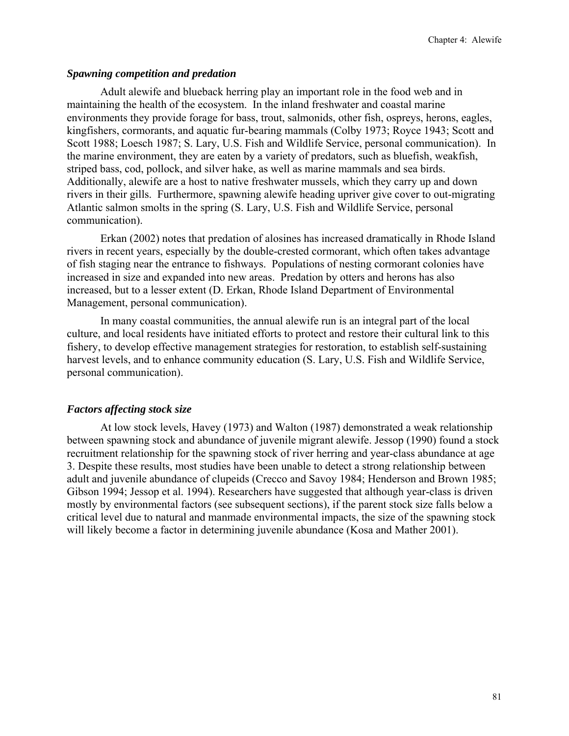### *Spawning competition and predation*

Adult alewife and blueback herring play an important role in the food web and in maintaining the health of the ecosystem. In the inland freshwater and coastal marine environments they provide forage for bass, trout, salmonids, other fish, ospreys, herons, eagles, kingfishers, cormorants, and aquatic fur-bearing mammals (Colby 1973; Royce 1943; Scott and Scott 1988; Loesch 1987; S. Lary, U.S. Fish and Wildlife Service, personal communication). In the marine environment, they are eaten by a variety of predators, such as bluefish, weakfish, striped bass, cod, pollock, and silver hake, as well as marine mammals and sea birds. Additionally, alewife are a host to native freshwater mussels, which they carry up and down rivers in their gills. Furthermore, spawning alewife heading upriver give cover to out-migrating Atlantic salmon smolts in the spring (S. Lary, U.S. Fish and Wildlife Service, personal communication).

Erkan (2002) notes that predation of alosines has increased dramatically in Rhode Island rivers in recent years, especially by the double-crested cormorant, which often takes advantage of fish staging near the entrance to fishways. Populations of nesting cormorant colonies have increased in size and expanded into new areas. Predation by otters and herons has also increased, but to a lesser extent (D. Erkan, Rhode Island Department of Environmental Management, personal communication).

In many coastal communities, the annual alewife run is an integral part of the local culture, and local residents have initiated efforts to protect and restore their cultural link to this fishery, to develop effective management strategies for restoration, to establish self-sustaining harvest levels, and to enhance community education (S. Lary, U.S. Fish and Wildlife Service, personal communication).

### *Factors affecting stock size*

At low stock levels, Havey (1973) and Walton (1987) demonstrated a weak relationship between spawning stock and abundance of juvenile migrant alewife. Jessop (1990) found a stock recruitment relationship for the spawning stock of river herring and year-class abundance at age 3. Despite these results, most studies have been unable to detect a strong relationship between adult and juvenile abundance of clupeids (Crecco and Savoy 1984; Henderson and Brown 1985; Gibson 1994; Jessop et al. 1994). Researchers have suggested that although year-class is driven mostly by environmental factors (see subsequent sections), if the parent stock size falls below a critical level due to natural and manmade environmental impacts, the size of the spawning stock will likely become a factor in determining juvenile abundance (Kosa and Mather 2001).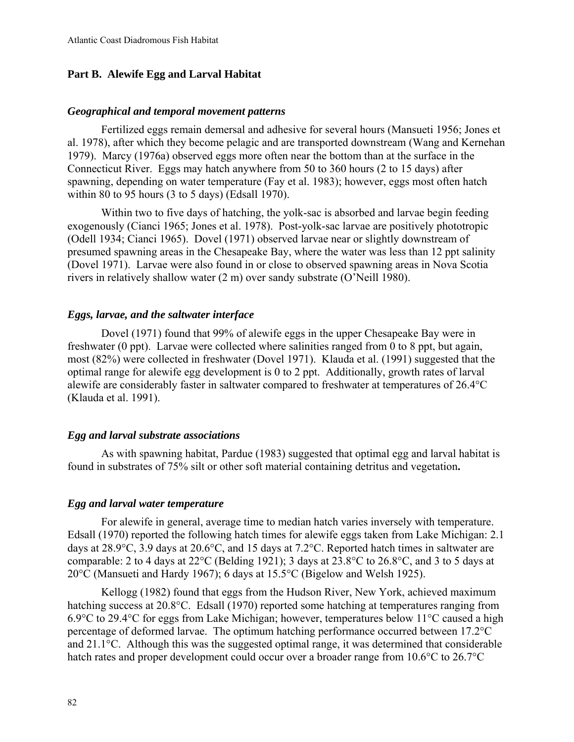## Part B. Alewife Egg and Larval Habitat

### *Geographical and temporal movement patterns*

Fertilized eggs remain demersal and adhesive for several hours (Mansueti 1956; Jones et al. 1978), after which they become pelagic and are transported downstream (Wang and Kernehan 1979). Marcy (1976a) observed eggs more often near the bottom than at the surface in the Connecticut River. Eggs may hatch anywhere from 50 to 360 hours (2 to 15 days) after spawning, depending on water temperature (Fay et al. 1983); however, eggs most often hatch within 80 to 95 hours (3 to 5 days) (Edsall 1970).

Within two to five days of hatching, the yolk-sac is absorbed and larvae begin feeding exogenously (Cianci 1965; Jones et al. 1978). Post-yolk-sac larvae are positively phototropic (Odell 1934; Cianci 1965). Dovel (1971) observed larvae near or slightly downstream of presumed spawning areas in the Chesapeake Bay, where the water was less than 12 ppt salinity (Dovel 1971). Larvae were also found in or close to observed spawning areas in Nova Scotia rivers in relatively shallow water (2 m) over sandy substrate (O'Neill 1980).

### *Eggs, larvae, and the saltwater interface*

Dovel (1971) found that 99% of alewife eggs in the upper Chesapeake Bay were in freshwater (0 ppt). Larvae were collected where salinities ranged from 0 to 8 ppt, but again, most (82%) were collected in freshwater (Dovel 1971). Klauda et al. (1991) suggested that the optimal range for alewife egg development is 0 to 2 ppt. Additionally, growth rates of larval alewife are considerably faster in saltwater compared to freshwater at temperatures of 26.4°C (Klauda et al. 1991).

### *Egg and larval substrate associations*

As with spawning habitat, Pardue (1983) suggested that optimal egg and larval habitat is found in substrates of 75% silt or other soft material containing detritus and vegetation**.**

### *Egg and larval water temperature*

For alewife in general, average time to median hatch varies inversely with temperature. Edsall (1970) reported the following hatch times for alewife eggs taken from Lake Michigan: 2.1 days at 28.9°C, 3.9 days at 20.6°C, and 15 days at 7.2°C. Reported hatch times in saltwater are comparable: 2 to 4 days at 22°C (Belding 1921); 3 days at 23.8°C to 26.8°C, and 3 to 5 days at 20°C (Mansueti and Hardy 1967); 6 days at 15.5°C (Bigelow and Welsh 1925).

Kellogg (1982) found that eggs from the Hudson River, New York, achieved maximum hatching success at 20.8°C. Edsall (1970) reported some hatching at temperatures ranging from 6.9°C to 29.4°C for eggs from Lake Michigan; however, temperatures below 11°C caused a high percentage of deformed larvae. The optimum hatching performance occurred between 17.2°C and 21.1°C. Although this was the suggested optimal range, it was determined that considerable hatch rates and proper development could occur over a broader range from 10.6°C to 26.7°C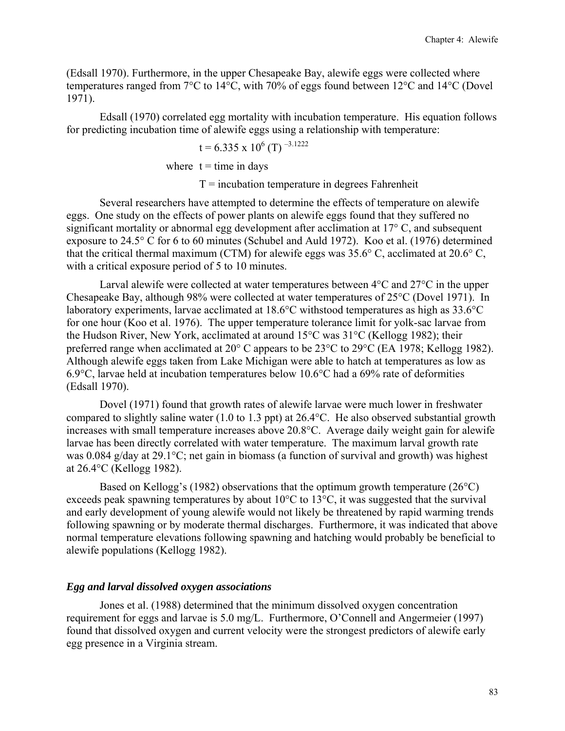(Edsall 1970). Furthermore, in the upper Chesapeake Bay, alewife eggs were collected where temperatures ranged from 7°C to 14°C, with 70% of eggs found between 12°C and 14°C (Dovel 1971).

Edsall (1970) correlated egg mortality with incubation temperature. His equation follows for predicting incubation time of alewife eggs using a relationship with temperature:

$$t = 6.335 \times 10^{6} (T)^{-3.1222}$$

where $t$ = time in days

$T$ = incubation temperature in degrees Fahrenheit

Several researchers have attempted to determine the effects of temperature on alewife eggs. One study on the effects of power plants on alewife eggs found that they suffered no significant mortality or abnormal egg development after acclimation at 17° C, and subsequent exposure to 24.5° C for 6 to 60 minutes (Schubel and Auld 1972). Koo et al. (1976) determined that the critical thermal maximum (CTM) for alewife eggs was 35.6° C, acclimated at 20.6° C, with a critical exposure period of 5 to 10 minutes.

Larval alewife were collected at water temperatures between 4°C and 27°C in the upper Chesapeake Bay, although 98% were collected at water temperatures of 25°C (Dovel 1971). In laboratory experiments, larvae acclimated at 18.6°C withstood temperatures as high as 33.6°C for one hour (Koo et al. 1976). The upper temperature tolerance limit for yolk-sac larvae from the Hudson River, New York, acclimated at around 15°C was 31°C (Kellogg 1982); their preferred range when acclimated at 20° C appears to be 23°C to 29°C (EA 1978; Kellogg 1982). Although alewife eggs taken from Lake Michigan were able to hatch at temperatures as low as 6.9°C, larvae held at incubation temperatures below 10.6°C had a 69% rate of deformities (Edsall 1970).

Dovel (1971) found that growth rates of alewife larvae were much lower in freshwater compared to slightly saline water (1.0 to 1.3 ppt) at 26.4°C. He also observed substantial growth increases with small temperature increases above 20.8°C. Average daily weight gain for alewife larvae has been directly correlated with water temperature. The maximum larval growth rate was 0.084 g/day at 29.1°C; net gain in biomass (a function of survival and growth) was highest at 26.4°C (Kellogg 1982).

Based on Kellogg's (1982) observations that the optimum growth temperature (26°C) exceeds peak spawning temperatures by about 10°C to 13°C, it was suggested that the survival and early development of young alewife would not likely be threatened by rapid warming trends following spawning or by moderate thermal discharges. Furthermore, it was indicated that above normal temperature elevations following spawning and hatching would probably be beneficial to alewife populations (Kellogg 1982).

### *Egg and larval dissolved oxygen associations*

Jones et al. (1988) determined that the minimum dissolved oxygen concentration requirement for eggs and larvae is 5.0 mg/L. Furthermore, O'Connell and Angermeier (1997) found that dissolved oxygen and current velocity were the strongest predictors of alewife early egg presence in a Virginia stream.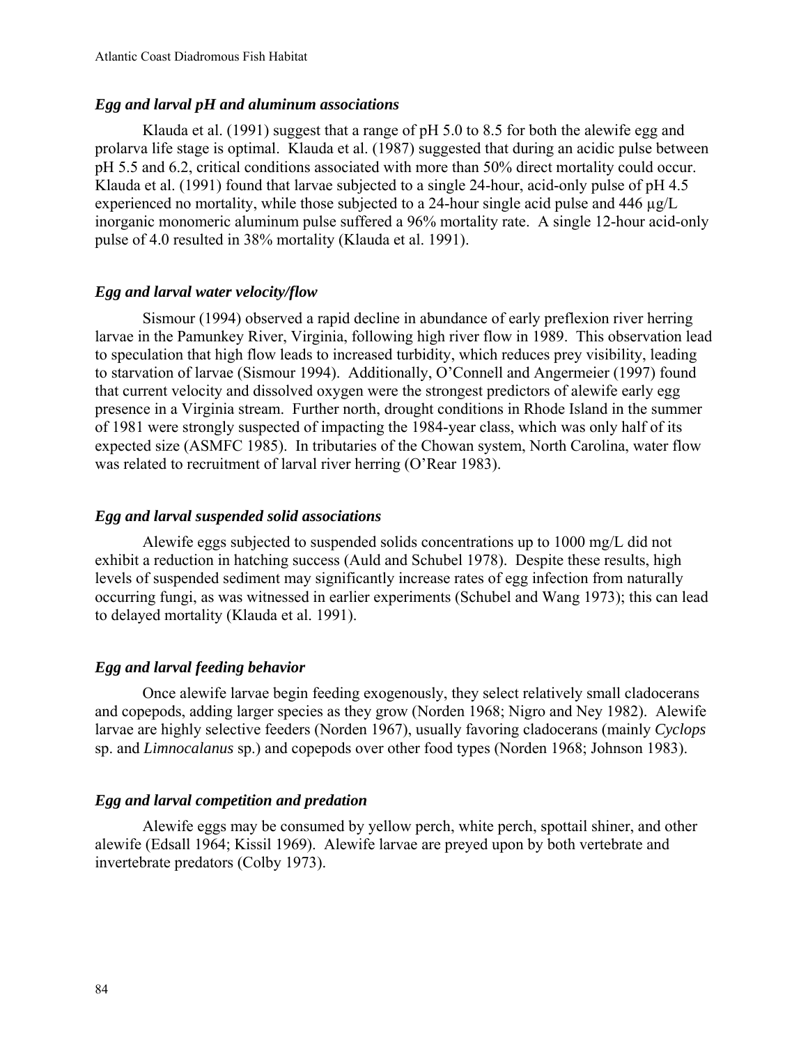### *Egg and larval pH and aluminum associations*

Klauda et al. (1991) suggest that a range of pH 5.0 to 8.5 for both the alewife egg and prolarva life stage is optimal. Klauda et al. (1987) suggested that during an acidic pulse between pH 5.5 and 6.2, critical conditions associated with more than 50% direct mortality could occur. Klauda et al. (1991) found that larvae subjected to a single 24-hour, acid-only pulse of pH 4.5 experienced no mortality, while those subjected to a 24-hour single acid pulse and 446 µg/L inorganic monomeric aluminum pulse suffered a 96% mortality rate. A single 12-hour acid-only pulse of 4.0 resulted in 38% mortality (Klauda et al. 1991).

### *Egg and larval water velocity/flow*

Sismour (1994) observed a rapid decline in abundance of early preflexion river herring larvae in the Pamunkey River, Virginia, following high river flow in 1989. This observation lead to speculation that high flow leads to increased turbidity, which reduces prey visibility, leading to starvation of larvae (Sismour 1994). Additionally, O'Connell and Angermeier (1997) found that current velocity and dissolved oxygen were the strongest predictors of alewife early egg presence in a Virginia stream. Further north, drought conditions in Rhode Island in the summer of 1981 were strongly suspected of impacting the 1984-year class, which was only half of its expected size (ASMFC 1985). In tributaries of the Chowan system, North Carolina, water flow was related to recruitment of larval river herring (O'Rear 1983).

### *Egg and larval suspended solid associations*

Alewife eggs subjected to suspended solids concentrations up to 1000 mg/L did not exhibit a reduction in hatching success (Auld and Schubel 1978). Despite these results, high levels of suspended sediment may significantly increase rates of egg infection from naturally occurring fungi, as was witnessed in earlier experiments (Schubel and Wang 1973); this can lead to delayed mortality (Klauda et al. 1991).

### *Egg and larval feeding behavior*

Once alewife larvae begin feeding exogenously, they select relatively small cladocerans and copepods, adding larger species as they grow (Norden 1968; Nigro and Ney 1982). Alewife larvae are highly selective feeders (Norden 1967), usually favoring cladocerans (mainly *Cyclops* sp. and *Limnocalanus* sp.) and copepods over other food types (Norden 1968; Johnson 1983).

### *Egg and larval competition and predation*

Alewife eggs may be consumed by yellow perch, white perch, spottail shiner, and other alewife (Edsall 1964; Kissil 1969). Alewife larvae are preyed upon by both vertebrate and invertebrate predators (Colby 1973).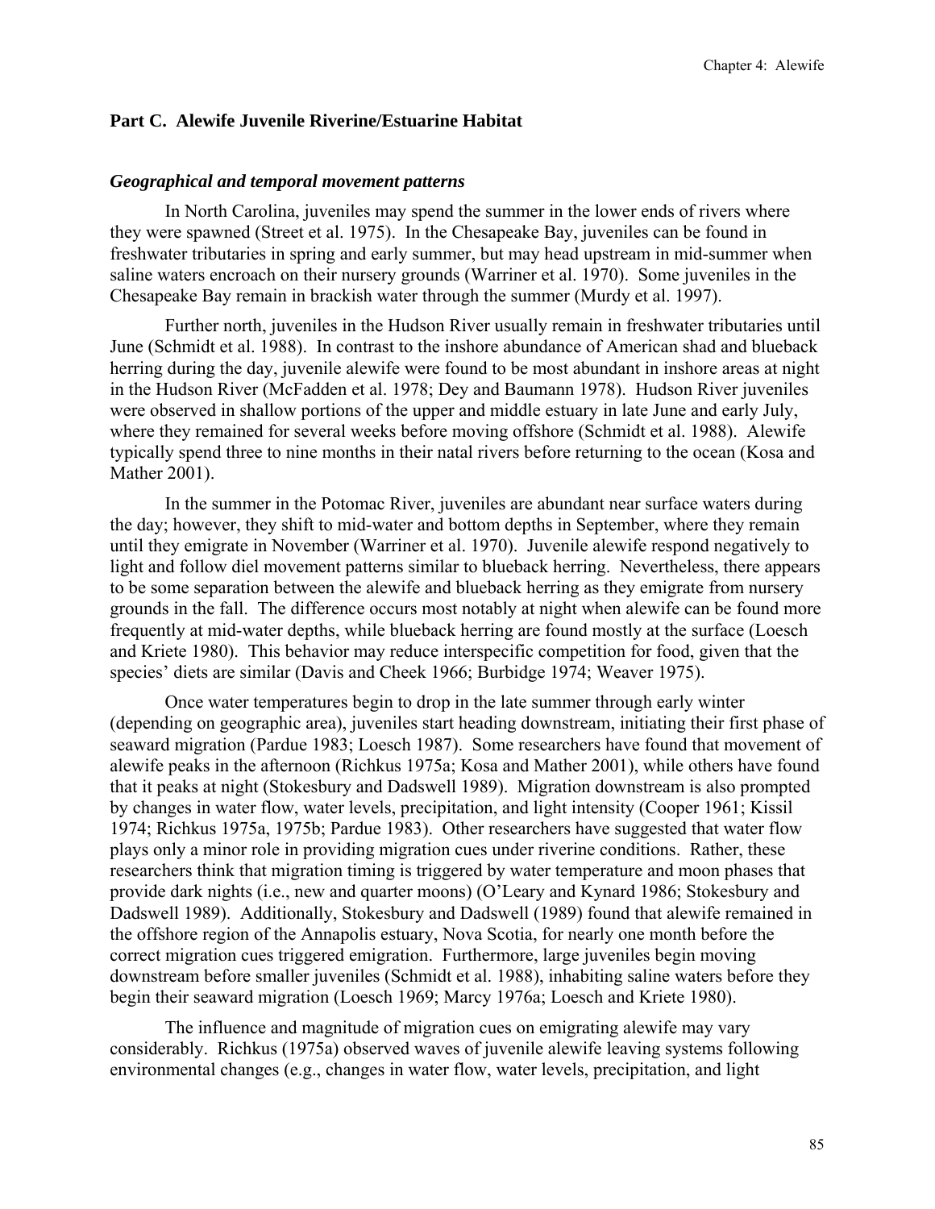## Part C. Alewife Juvenile Riverine/Estuarine Habitat

### *Geographical and temporal movement patterns*

In North Carolina, juveniles may spend the summer in the lower ends of rivers where they were spawned (Street et al. 1975). In the Chesapeake Bay, juveniles can be found in freshwater tributaries in spring and early summer, but may head upstream in mid-summer when saline waters encroach on their nursery grounds (Warriner et al. 1970). Some juveniles in the Chesapeake Bay remain in brackish water through the summer (Murdy et al. 1997).

Further north, juveniles in the Hudson River usually remain in freshwater tributaries until June (Schmidt et al. 1988). In contrast to the inshore abundance of American shad and blueback herring during the day, juvenile alewife were found to be most abundant in inshore areas at night in the Hudson River (McFadden et al. 1978; Dey and Baumann 1978). Hudson River juveniles were observed in shallow portions of the upper and middle estuary in late June and early July, where they remained for several weeks before moving offshore (Schmidt et al. 1988). Alewife typically spend three to nine months in their natal rivers before returning to the ocean (Kosa and Mather 2001).

In the summer in the Potomac River, juveniles are abundant near surface waters during the day; however, they shift to mid-water and bottom depths in September, where they remain until they emigrate in November (Warriner et al. 1970). Juvenile alewife respond negatively to light and follow diel movement patterns similar to blueback herring. Nevertheless, there appears to be some separation between the alewife and blueback herring as they emigrate from nursery grounds in the fall. The difference occurs most notably at night when alewife can be found more frequently at mid-water depths, while blueback herring are found mostly at the surface (Loesch and Kriete 1980). This behavior may reduce interspecific competition for food, given that the species' diets are similar (Davis and Cheek 1966; Burbidge 1974; Weaver 1975).

Once water temperatures begin to drop in the late summer through early winter (depending on geographic area), juveniles start heading downstream, initiating their first phase of seaward migration (Pardue 1983; Loesch 1987). Some researchers have found that movement of alewife peaks in the afternoon (Richkus 1975a; Kosa and Mather 2001), while others have found that it peaks at night (Stokesbury and Dadswell 1989). Migration downstream is also prompted by changes in water flow, water levels, precipitation, and light intensity (Cooper 1961; Kissil 1974; Richkus 1975a, 1975b; Pardue 1983). Other researchers have suggested that water flow plays only a minor role in providing migration cues under riverine conditions. Rather, these researchers think that migration timing is triggered by water temperature and moon phases that provide dark nights (i.e., new and quarter moons) (O'Leary and Kynard 1986; Stokesbury and Dadswell 1989). Additionally, Stokesbury and Dadswell (1989) found that alewife remained in the offshore region of the Annapolis estuary, Nova Scotia, for nearly one month before the correct migration cues triggered emigration. Furthermore, large juveniles begin moving downstream before smaller juveniles (Schmidt et al. 1988), inhabiting saline waters before they begin their seaward migration (Loesch 1969; Marcy 1976a; Loesch and Kriete 1980).

The influence and magnitude of migration cues on emigrating alewife may vary considerably. Richkus (1975a) observed waves of juvenile alewife leaving systems following environmental changes (e.g., changes in water flow, water levels, precipitation, and light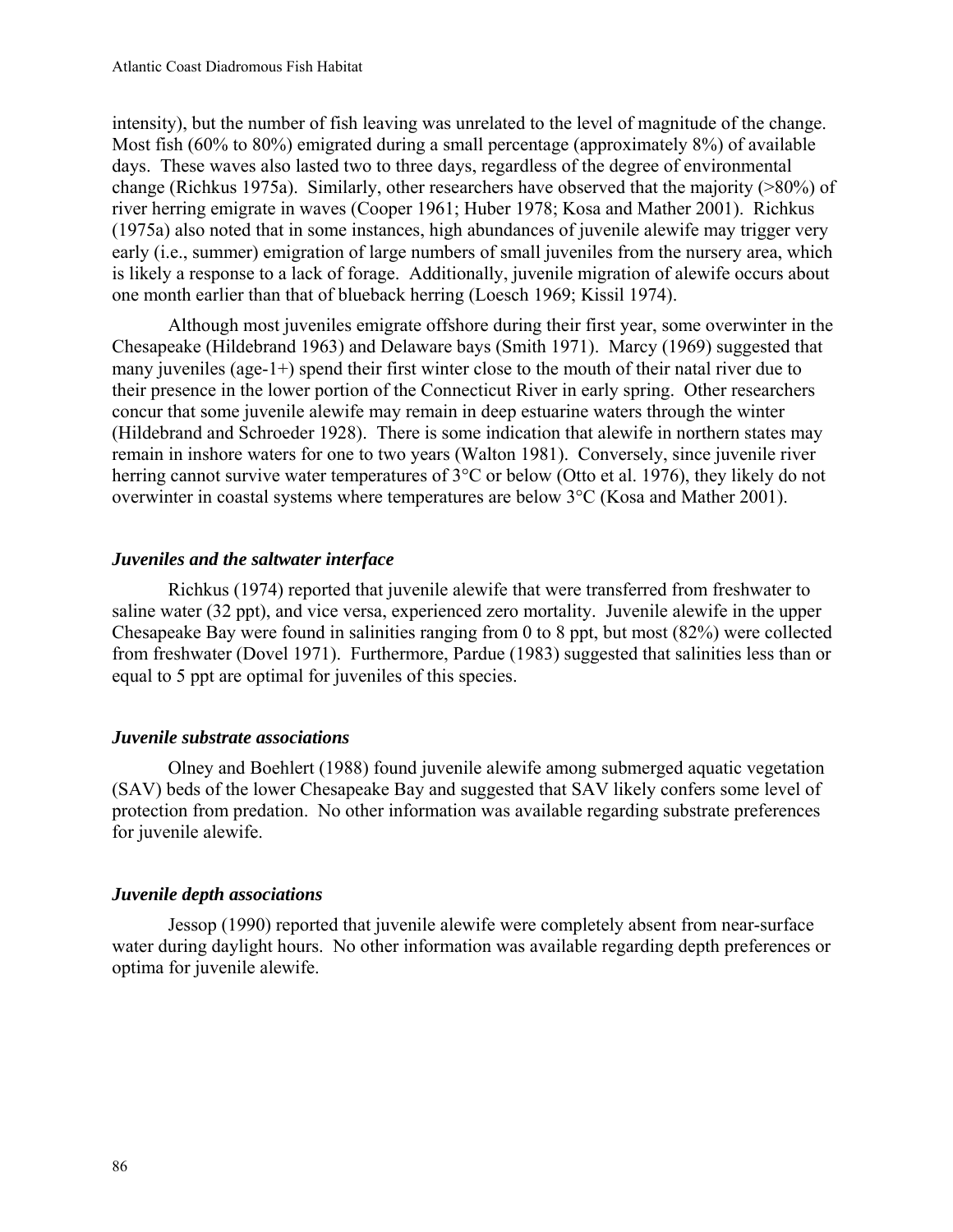intensity), but the number of fish leaving was unrelated to the level of magnitude of the change. Most fish (60% to 80%) emigrated during a small percentage (approximately 8%) of available days. These waves also lasted two to three days, regardless of the degree of environmental change (Richkus 1975a). Similarly, other researchers have observed that the majority (>80%) of river herring emigrate in waves (Cooper 1961; Huber 1978; Kosa and Mather 2001). Richkus (1975a) also noted that in some instances, high abundances of juvenile alewife may trigger very early (i.e., summer) emigration of large numbers of small juveniles from the nursery area, which is likely a response to a lack of forage. Additionally, juvenile migration of alewife occurs about one month earlier than that of blueback herring (Loesch 1969; Kissil 1974).

Although most juveniles emigrate offshore during their first year, some overwinter in the Chesapeake (Hildebrand 1963) and Delaware bays (Smith 1971). Marcy (1969) suggested that many juveniles (age-1+) spend their first winter close to the mouth of their natal river due to their presence in the lower portion of the Connecticut River in early spring. Other researchers concur that some juvenile alewife may remain in deep estuarine waters through the winter (Hildebrand and Schroeder 1928). There is some indication that alewife in northern states may remain in inshore waters for one to two years (Walton 1981). Conversely, since juvenile river herring cannot survive water temperatures of 3°C or below (Otto et al. 1976), they likely do not overwinter in coastal systems where temperatures are below 3°C (Kosa and Mather 2001).

### *Juveniles and the saltwater interface*

Richkus (1974) reported that juvenile alewife that were transferred from freshwater to saline water (32 ppt), and vice versa, experienced zero mortality. Juvenile alewife in the upper Chesapeake Bay were found in salinities ranging from 0 to 8 ppt, but most (82%) were collected from freshwater (Dovel 1971). Furthermore, Pardue (1983) suggested that salinities less than or equal to 5 ppt are optimal for juveniles of this species.

### *Juvenile substrate associations*

Olney and Boehlert (1988) found juvenile alewife among submerged aquatic vegetation (SAV) beds of the lower Chesapeake Bay and suggested that SAV likely confers some level of protection from predation. No other information was available regarding substrate preferences for juvenile alewife.

### *Juvenile depth associations*

Jessop (1990) reported that juvenile alewife were completely absent from near-surface water during daylight hours. No other information was available regarding depth preferences or optima for juvenile alewife.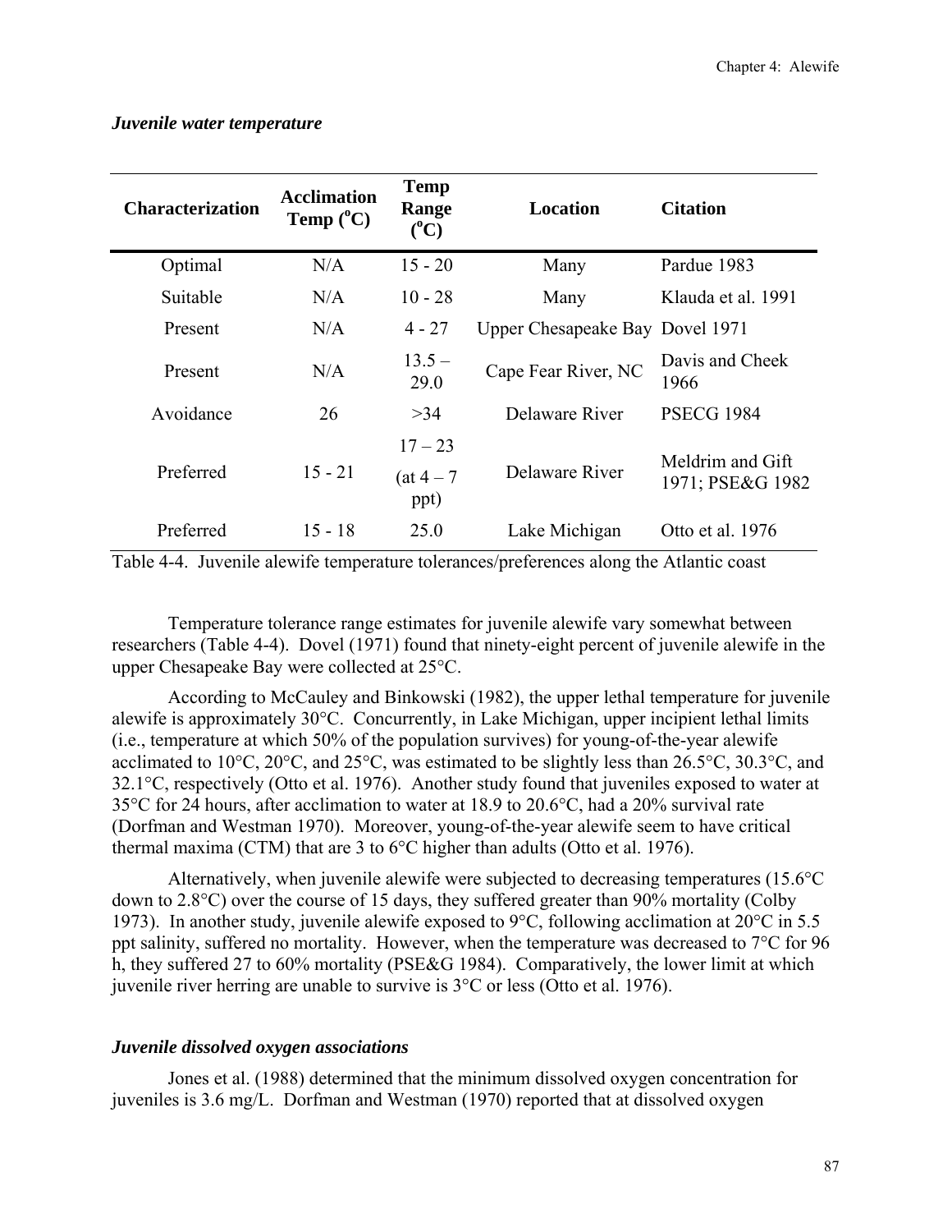### *Juvenile water temperature*

| Characterization | Acclimation Temp (°C) | Temp Range (°C) | Location | Citation |
|---|---|---|---|---|
| Optimal | N/A | 15 - 20 | Many | Pardue 1983 |
| Suitable | N/A | 10 - 28 | Many | Klauda et al. 1991 |
| Present | N/A | 4 - 27 | Upper Chesapeake Bay | Dovel 1971 |
| Present | N/A | 13.5 – 29.0 | Cape Fear River, NC | Davis and Cheek 1966 |
| Avoidance | 26 | >34 | Delaware River | PSECG 1984 |
| Preferred | 15 - 21 | 17 – 23 (at 4 – 7 ppt) | Delaware River | Meldrim and Gift 1971; PSE&G 1982 |
| Preferred | 15 - 18 | 25.0 | Lake Michigan | Otto et al. 1976 |

Table 4-4. Juvenile alewife temperature tolerances/preferences along the Atlantic coast

Temperature tolerance range estimates for juvenile alewife vary somewhat between researchers (Table 4-4). Dovel (1971) found that ninety-eight percent of juvenile alewife in the upper Chesapeake Bay were collected at 25°C.

According to McCauley and Binkowski (1982), the upper lethal temperature for juvenile alewife is approximately 30°C. Concurrently, in Lake Michigan, upper incipient lethal limits (i.e., temperature at which 50% of the population survives) for young-of-the-year alewife acclimated to 10°C, 20°C, and 25°C, was estimated to be slightly less than 26.5°C, 30.3°C, and 32.1°C, respectively (Otto et al. 1976). Another study found that juveniles exposed to water at 35°C for 24 hours, after acclimation to water at 18.9 to 20.6°C, had a 20% survival rate (Dorfman and Westman 1970). Moreover, young-of-the-year alewife seem to have critical thermal maxima (CTM) that are 3 to 6°C higher than adults (Otto et al. 1976).

Alternatively, when juvenile alewife were subjected to decreasing temperatures (15.6°C down to 2.8°C) over the course of 15 days, they suffered greater than 90% mortality (Colby 1973). In another study, juvenile alewife exposed to 9°C, following acclimation at 20°C in 5.5 ppt salinity, suffered no mortality. However, when the temperature was decreased to 7°C for 96 h, they suffered 27 to 60% mortality (PSE&G 1984). Comparatively, the lower limit at which juvenile river herring are unable to survive is 3°C or less (Otto et al. 1976).

### *Juvenile dissolved oxygen associations*

Jones et al. (1988) determined that the minimum dissolved oxygen concentration for juveniles is 3.6 mg/L. Dorfman and Westman (1970) reported that at dissolved oxygen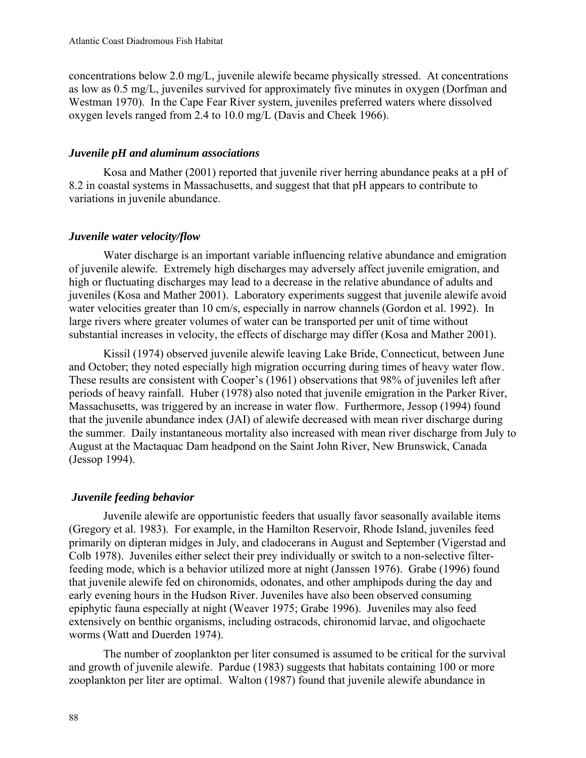concentrations below 2.0 mg/L, juvenile alewife became physically stressed. At concentrations as low as 0.5 mg/L, juveniles survived for approximately five minutes in oxygen (Dorfman and Westman 1970). In the Cape Fear River system, juveniles preferred waters where dissolved oxygen levels ranged from 2.4 to 10.0 mg/L (Davis and Cheek 1966).

### *Juvenile pH and aluminum associations*

Kosa and Mather (2001) reported that juvenile river herring abundance peaks at a pH of 8.2 in coastal systems in Massachusetts, and suggest that that pH appears to contribute to variations in juvenile abundance.

### *Juvenile water velocity/flow*

Water discharge is an important variable influencing relative abundance and emigration of juvenile alewife. Extremely high discharges may adversely affect juvenile emigration, and high or fluctuating discharges may lead to a decrease in the relative abundance of adults and juveniles (Kosa and Mather 2001). Laboratory experiments suggest that juvenile alewife avoid water velocities greater than 10 cm/s, especially in narrow channels (Gordon et al. 1992). In large rivers where greater volumes of water can be transported per unit of time without substantial increases in velocity, the effects of discharge may differ (Kosa and Mather 2001).

Kissil (1974) observed juvenile alewife leaving Lake Bride, Connecticut, between June and October; they noted especially high migration occurring during times of heavy water flow. These results are consistent with Cooper's (1961) observations that 98% of juveniles left after periods of heavy rainfall. Huber (1978) also noted that juvenile emigration in the Parker River, Massachusetts, was triggered by an increase in water flow. Furthermore, Jessop (1994) found that the juvenile abundance index (JAI) of alewife decreased with mean river discharge during the summer. Daily instantaneous mortality also increased with mean river discharge from July to August at the Mactaquac Dam headpond on the Saint John River, New Brunswick, Canada (Jessop 1994).

### *Juvenile feeding behavior*

Juvenile alewife are opportunistic feeders that usually favor seasonally available items (Gregory et al. 1983). For example, in the Hamilton Reservoir, Rhode Island, juveniles feed primarily on dipteran midges in July, and cladocerans in August and September (Vigerstad and Colb 1978). Juveniles either select their prey individually or switch to a non-selective filter-feeding mode, which is a behavior utilized more at night (Janssen 1976). Grabe (1996) found that juvenile alewife fed on chironomids, odonates, and other amphipods during the day and early evening hours in the Hudson River. Juveniles have also been observed consuming epiphytic fauna especially at night (Weaver 1975; Grabe 1996). Juveniles may also feed extensively on benthic organisms, including ostracods, chironomid larvae, and oligochaete worms (Watt and Duerden 1974).

The number of zooplankton per liter consumed is assumed to be critical for the survival and growth of juvenile alewife. Pardue (1983) suggests that habitats containing 100 or more zooplankton per liter are optimal. Walton (1987) found that juvenile alewife abundance in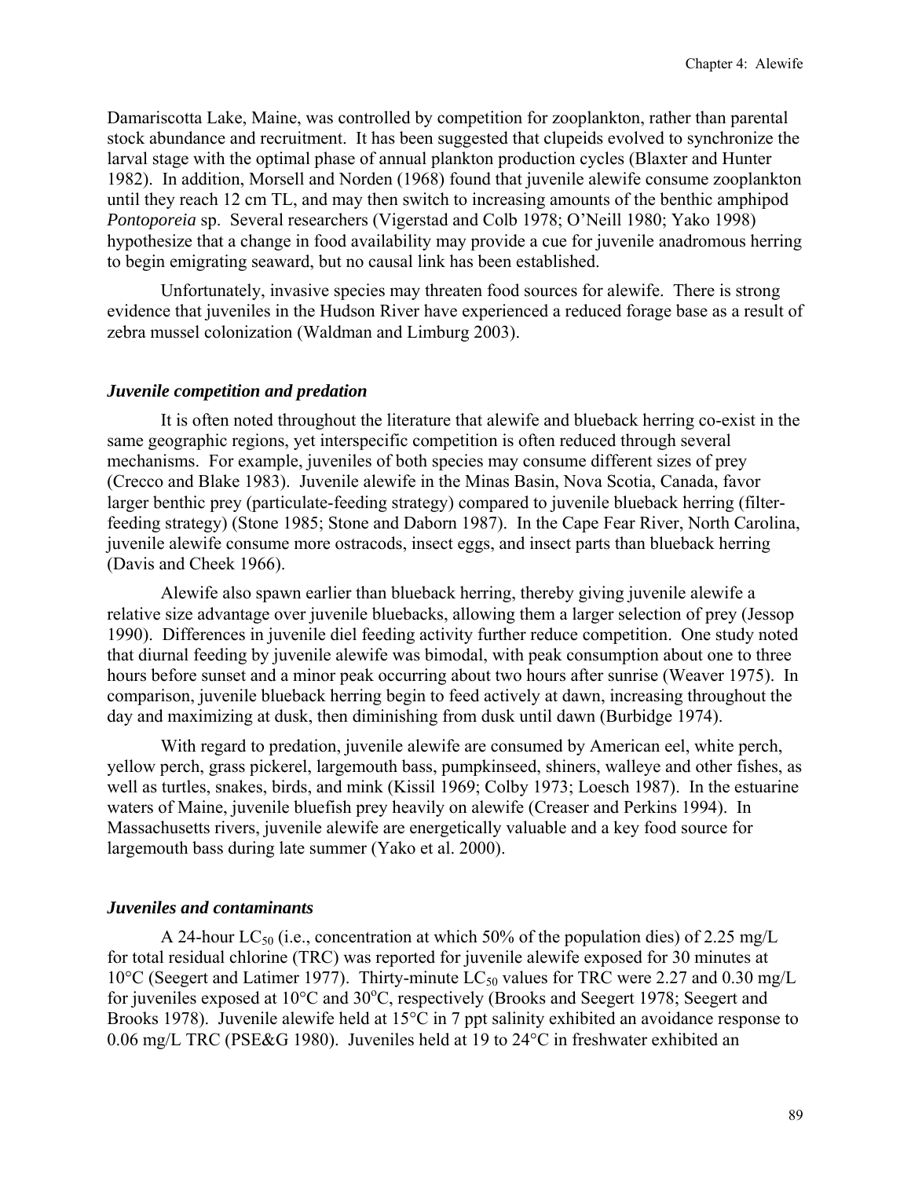Damariscotta Lake, Maine, was controlled by competition for zooplankton, rather than parental stock abundance and recruitment. It has been suggested that clupeids evolved to synchronize the larval stage with the optimal phase of annual plankton production cycles (Blaxter and Hunter 1982). In addition, Morsell and Norden (1968) found that juvenile alewife consume zooplankton until they reach 12 cm TL, and may then switch to increasing amounts of the benthic amphipod *Pontoporeia* sp. Several researchers (Vigerstad and Colb 1978; O'Neill 1980; Yako 1998) hypothesize that a change in food availability may provide a cue for juvenile anadromous herring to begin emigrating seaward, but no causal link has been established.

Unfortunately, invasive species may threaten food sources for alewife. There is strong evidence that juveniles in the Hudson River have experienced a reduced forage base as a result of zebra mussel colonization (Waldman and Limburg 2003).

### *Juvenile competition and predation*

It is often noted throughout the literature that alewife and blueback herring co-exist in the same geographic regions, yet interspecific competition is often reduced through several mechanisms. For example, juveniles of both species may consume different sizes of prey (Crecco and Blake 1983). Juvenile alewife in the Minas Basin, Nova Scotia, Canada, favor larger benthic prey (particulate-feeding strategy) compared to juvenile blueback herring (filter-feeding strategy) (Stone 1985; Stone and Daborn 1987). In the Cape Fear River, North Carolina, juvenile alewife consume more ostracods, insect eggs, and insect parts than blueback herring (Davis and Cheek 1966).

Alewife also spawn earlier than blueback herring, thereby giving juvenile alewife a relative size advantage over juvenile bluebacks, allowing them a larger selection of prey (Jessop 1990). Differences in juvenile diel feeding activity further reduce competition. One study noted that diurnal feeding by juvenile alewife was bimodal, with peak consumption about one to three hours before sunset and a minor peak occurring about two hours after sunrise (Weaver 1975). In comparison, juvenile blueback herring begin to feed actively at dawn, increasing throughout the day and maximizing at dusk, then diminishing from dusk until dawn (Burbidge 1974).

With regard to predation, juvenile alewife are consumed by American eel, white perch, yellow perch, grass pickerel, largemouth bass, pumpkinseed, shiners, walleye and other fishes, as well as turtles, snakes, birds, and mink (Kissil 1969; Colby 1973; Loesch 1987). In the estuarine waters of Maine, juvenile bluefish prey heavily on alewife (Creaser and Perkins 1994). In Massachusetts rivers, juvenile alewife are energetically valuable and a key food source for largemouth bass during late summer (Yako et al. 2000).

### *Juveniles and contaminants*

A 24-hour $LC_{50}$ (i.e., concentration at which 50% of the population dies) of 2.25 mg/L for total residual chlorine (TRC) was reported for juvenile alewife exposed for 30 minutes at 10°C (Seegert and Latimer 1977). Thirty-minute $LC_{50}$ values for TRC were 2.27 and 0.30 mg/L for juveniles exposed at 10°C and 30°C, respectively (Brooks and Seegert 1978; Seegert and Brooks 1978). Juvenile alewife held at 15°C in 7 ppt salinity exhibited an avoidance response to 0.06 mg/L TRC (PSE&G 1980). Juveniles held at 19 to 24°C in freshwater exhibited an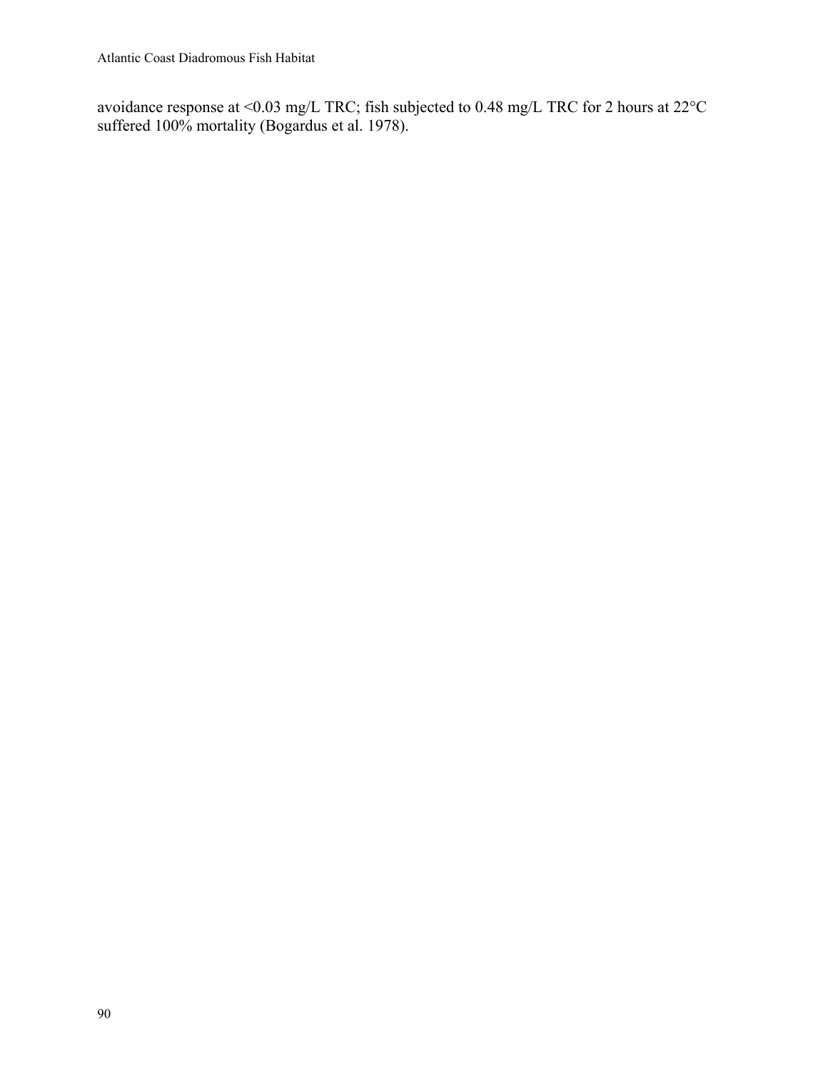avoidance response at <0.03 mg/L TRC; fish subjected to 0.48 mg/L TRC for 2 hours at 22°C suffered 100% mortality (Bogardus et al. 1978).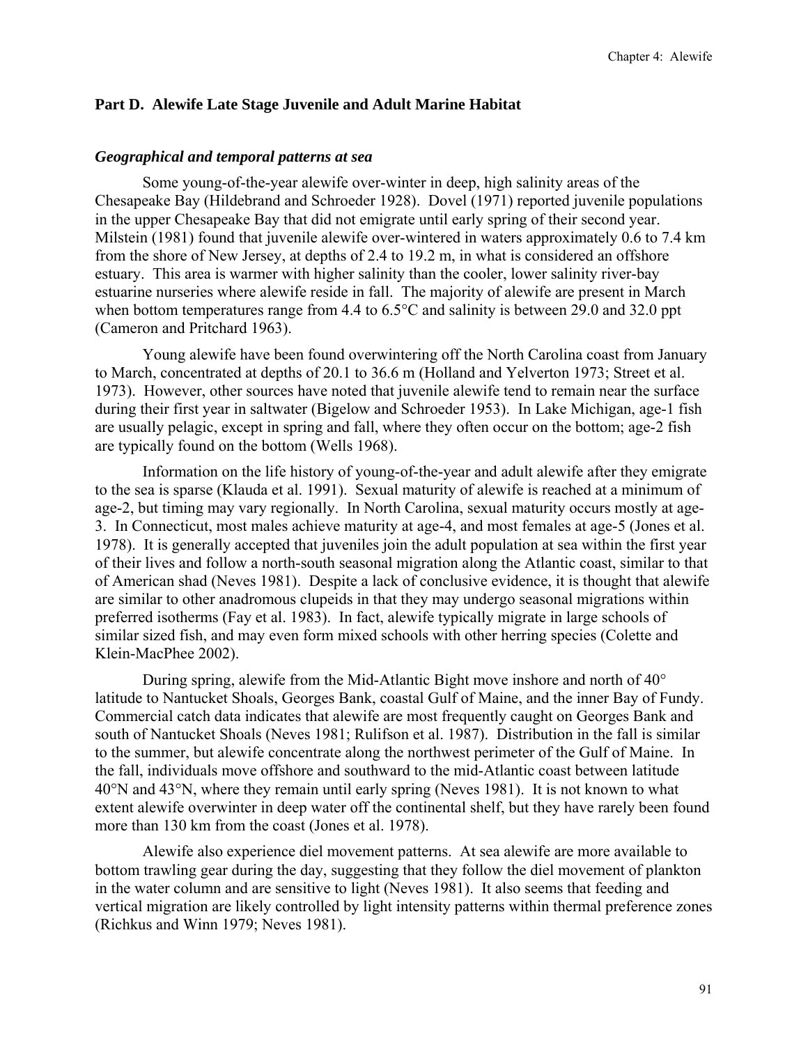## Part D. Alewife Late Stage Juvenile and Adult Marine Habitat

### *Geographical and temporal patterns at sea*

Some young-of-the-year alewife over-winter in deep, high salinity areas of the Chesapeake Bay (Hildebrand and Schroeder 1928). Dovel (1971) reported juvenile populations in the upper Chesapeake Bay that did not emigrate until early spring of their second year. Milstein (1981) found that juvenile alewife over-wintered in waters approximately 0.6 to 7.4 km from the shore of New Jersey, at depths of 2.4 to 19.2 m, in what is considered an offshore estuary. This area is warmer with higher salinity than the cooler, lower salinity river-bay estuarine nurseries where alewife reside in fall. The majority of alewife are present in March when bottom temperatures range from 4.4 to 6.5°C and salinity is between 29.0 and 32.0 ppt (Cameron and Pritchard 1963).

Young alewife have been found overwintering off the North Carolina coast from January to March, concentrated at depths of 20.1 to 36.6 m (Holland and Yelverton 1973; Street et al. 1973). However, other sources have noted that juvenile alewife tend to remain near the surface during their first year in saltwater (Bigelow and Schroeder 1953). In Lake Michigan, age-1 fish are usually pelagic, except in spring and fall, where they often occur on the bottom; age-2 fish are typically found on the bottom (Wells 1968).

Information on the life history of young-of-the-year and adult alewife after they emigrate to the sea is sparse (Klauda et al. 1991). Sexual maturity of alewife is reached at a minimum of age-2, but timing may vary regionally. In North Carolina, sexual maturity occurs mostly at age-3. In Connecticut, most males achieve maturity at age-4, and most females at age-5 (Jones et al. 1978). It is generally accepted that juveniles join the adult population at sea within the first year of their lives and follow a north-south seasonal migration along the Atlantic coast, similar to that of American shad (Neves 1981). Despite a lack of conclusive evidence, it is thought that alewife are similar to other anadromous clupeids in that they may undergo seasonal migrations within preferred isotherms (Fay et al. 1983). In fact, alewife typically migrate in large schools of similar sized fish, and may even form mixed schools with other herring species (Colette and Klein-MacPhee 2002).

During spring, alewife from the Mid-Atlantic Bight move inshore and north of 40° latitude to Nantucket Shoals, Georges Bank, coastal Gulf of Maine, and the inner Bay of Fundy. Commercial catch data indicates that alewife are most frequently caught on Georges Bank and south of Nantucket Shoals (Neves 1981; Rulifson et al. 1987). Distribution in the fall is similar to the summer, but alewife concentrate along the northwest perimeter of the Gulf of Maine. In the fall, individuals move offshore and southward to the mid-Atlantic coast between latitude 40°N and 43°N, where they remain until early spring (Neves 1981). It is not known to what extent alewife overwinter in deep water off the continental shelf, but they have rarely been found more than 130 km from the coast (Jones et al. 1978).

Alewife also experience diel movement patterns. At sea alewife are more available to bottom trawling gear during the day, suggesting that they follow the diel movement of plankton in the water column and are sensitive to light (Neves 1981). It also seems that feeding and vertical migration are likely controlled by light intensity patterns within thermal preference zones (Richkus and Winn 1979; Neves 1981).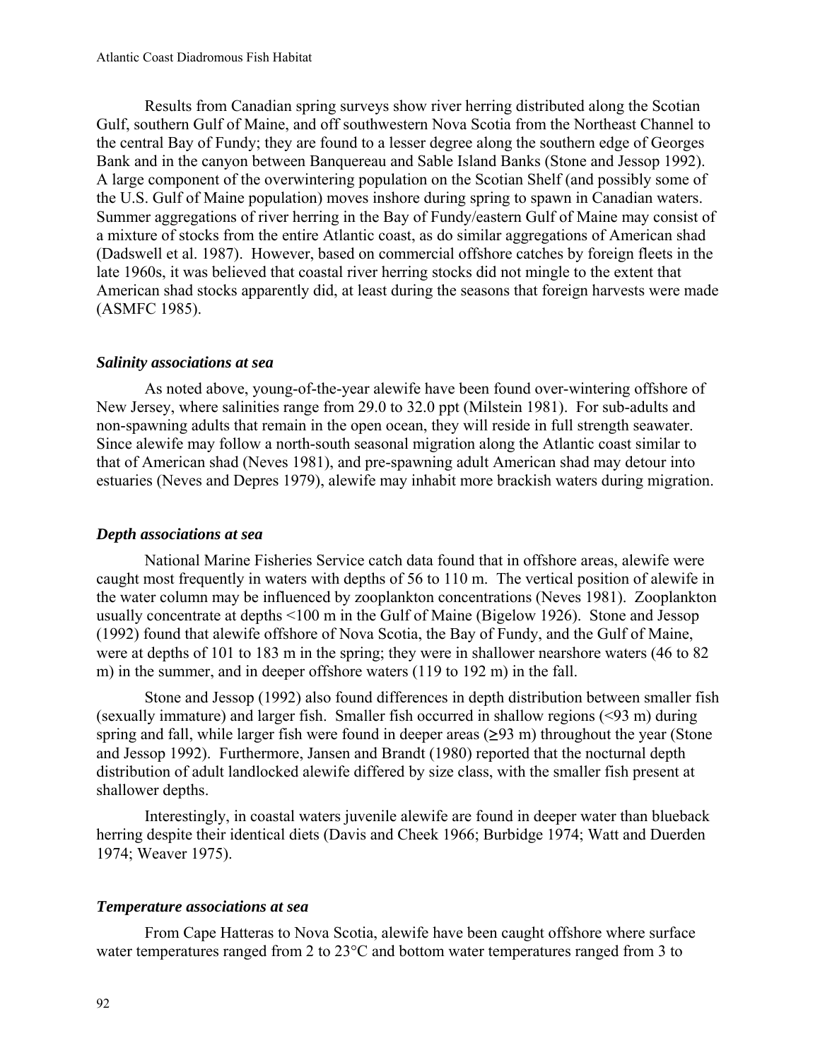Results from Canadian spring surveys show river herring distributed along the Scotian Gulf, southern Gulf of Maine, and off southwestern Nova Scotia from the Northeast Channel to the central Bay of Fundy; they are found to a lesser degree along the southern edge of Georges Bank and in the canyon between Banquereau and Sable Island Banks (Stone and Jessop 1992). A large component of the overwintering population on the Scotian Shelf (and possibly some of the U.S. Gulf of Maine population) moves inshore during spring to spawn in Canadian waters. Summer aggregations of river herring in the Bay of Fundy/eastern Gulf of Maine may consist of a mixture of stocks from the entire Atlantic coast, as do similar aggregations of American shad (Dadswell et al. 1987). However, based on commercial offshore catches by foreign fleets in the late 1960s, it was believed that coastal river herring stocks did not mingle to the extent that American shad stocks apparently did, at least during the seasons that foreign harvests were made (ASMFC 1985).

### *Salinity associations at sea*

As noted above, young-of-the-year alewife have been found over-wintering offshore of New Jersey, where salinities range from 29.0 to 32.0 ppt (Milstein 1981). For sub-adults and non-spawning adults that remain in the open ocean, they will reside in full strength seawater. Since alewife may follow a north-south seasonal migration along the Atlantic coast similar to that of American shad (Neves 1981), and pre-spawning adult American shad may detour into estuaries (Neves and Depres 1979), alewife may inhabit more brackish waters during migration.

### *Depth associations at sea*

National Marine Fisheries Service catch data found that in offshore areas, alewife were caught most frequently in waters with depths of 56 to 110 m. The vertical position of alewife in the water column may be influenced by zooplankton concentrations (Neves 1981). Zooplankton usually concentrate at depths <100 m in the Gulf of Maine (Bigelow 1926). Stone and Jessop (1992) found that alewife offshore of Nova Scotia, the Bay of Fundy, and the Gulf of Maine, were at depths of 101 to 183 m in the spring; they were in shallower nearshore waters (46 to 82 m) in the summer, and in deeper offshore waters (119 to 192 m) in the fall.

Stone and Jessop (1992) also found differences in depth distribution between smaller fish (sexually immature) and larger fish. Smaller fish occurred in shallow regions (<93 m) during spring and fall, while larger fish were found in deeper areas (≥93 m) throughout the year (Stone and Jessop 1992). Furthermore, Jansen and Brandt (1980) reported that the nocturnal depth distribution of adult landlocked alewife differed by size class, with the smaller fish present at shallower depths.

Interestingly, in coastal waters juvenile alewife are found in deeper water than blueback herring despite their identical diets (Davis and Cheek 1966; Burbidge 1974; Watt and Duerden 1974; Weaver 1975).

### *Temperature associations at sea*

From Cape Hatteras to Nova Scotia, alewife have been caught offshore where surface water temperatures ranged from 2 to 23°C and bottom water temperatures ranged from 3 to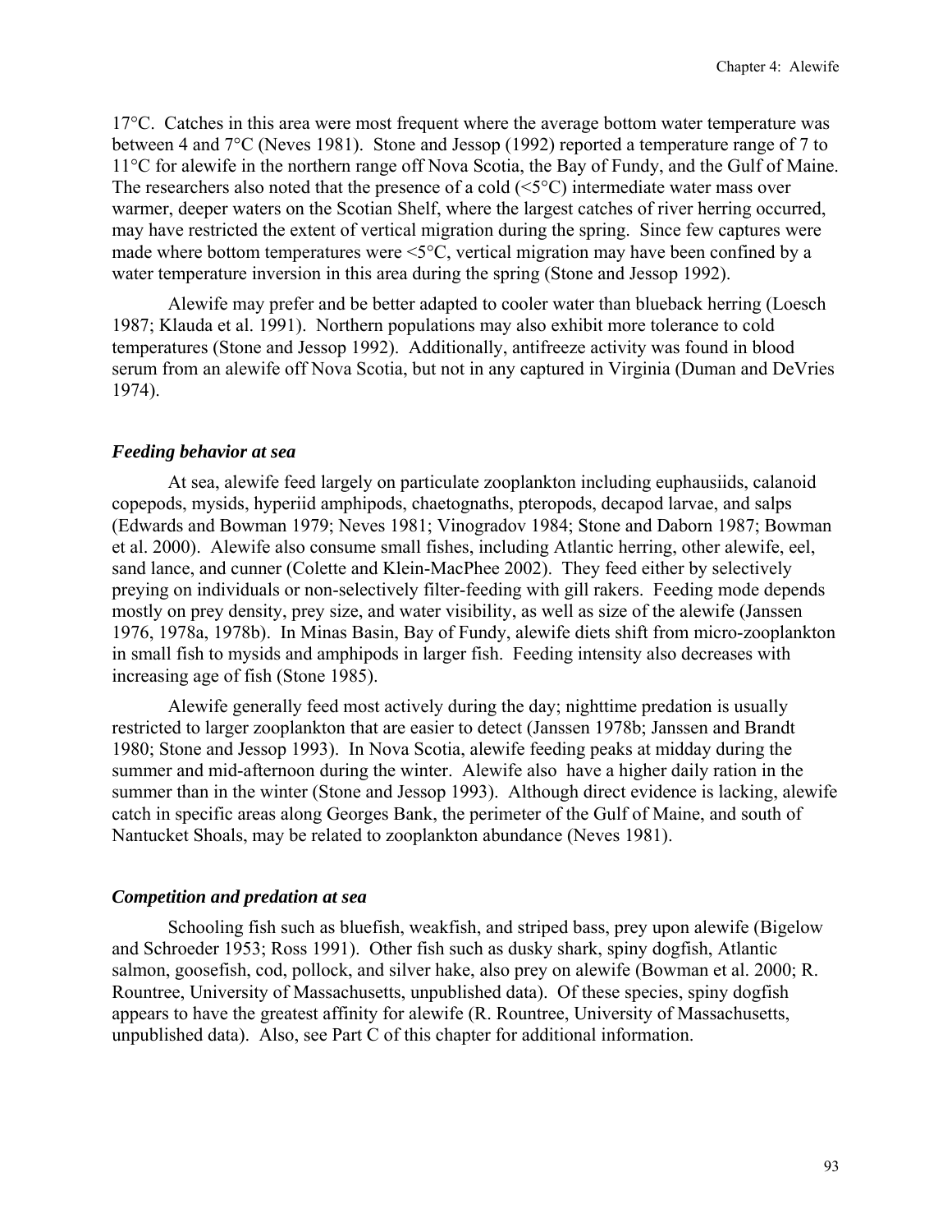17°C. Catches in this area were most frequent where the average bottom water temperature was between 4 and 7°C (Neves 1981). Stone and Jessop (1992) reported a temperature range of 7 to 11°C for alewife in the northern range off Nova Scotia, the Bay of Fundy, and the Gulf of Maine. The researchers also noted that the presence of a cold (<5°C) intermediate water mass over warmer, deeper waters on the Scotian Shelf, where the largest catches of river herring occurred, may have restricted the extent of vertical migration during the spring. Since few captures were made where bottom temperatures were <5°C, vertical migration may have been confined by a water temperature inversion in this area during the spring (Stone and Jessop 1992).

Alewife may prefer and be better adapted to cooler water than blueback herring (Loesch 1987; Klauda et al. 1991). Northern populations may also exhibit more tolerance to cold temperatures (Stone and Jessop 1992). Additionally, antifreeze activity was found in blood serum from an alewife off Nova Scotia, but not in any captured in Virginia (Duman and DeVries 1974).

### *Feeding behavior at sea*

At sea, alewife feed largely on particulate zooplankton including euphausiids, calanoid copepods, mysids, hyperiid amphipods, chaetognaths, pteropods, decapod larvae, and salps (Edwards and Bowman 1979; Neves 1981; Vinogradov 1984; Stone and Daborn 1987; Bowman et al. 2000). Alewife also consume small fishes, including Atlantic herring, other alewife, eel, sand lance, and cunner (Colette and Klein-MacPhee 2002). They feed either by selectively preying on individuals or non-selectively filter-feeding with gill rakers. Feeding mode depends mostly on prey density, prey size, and water visibility, as well as size of the alewife (Janssen 1976, 1978a, 1978b). In Minas Basin, Bay of Fundy, alewife diets shift from micro-zooplankton in small fish to mysids and amphipods in larger fish. Feeding intensity also decreases with increasing age of fish (Stone 1985).

Alewife generally feed most actively during the day; nighttime predation is usually restricted to larger zooplankton that are easier to detect (Janssen 1978b; Janssen and Brandt 1980; Stone and Jessop 1993). In Nova Scotia, alewife feeding peaks at midday during the summer and mid-afternoon during the winter. Alewife also have a higher daily ration in the summer than in the winter (Stone and Jessop 1993). Although direct evidence is lacking, alewife catch in specific areas along Georges Bank, the perimeter of the Gulf of Maine, and south of Nantucket Shoals, may be related to zooplankton abundance (Neves 1981).

### *Competition and predation at sea*

Schooling fish such as bluefish, weakfish, and striped bass, prey upon alewife (Bigelow and Schroeder 1953; Ross 1991). Other fish such as dusky shark, spiny dogfish, Atlantic salmon, goosefish, cod, pollock, and silver hake, also prey on alewife (Bowman et al. 2000; R. Rountree, University of Massachusetts, unpublished data). Of these species, spiny dogfish appears to have the greatest affinity for alewife (R. Rountree, University of Massachusetts, unpublished data). Also, see Part C of this chapter for additional information.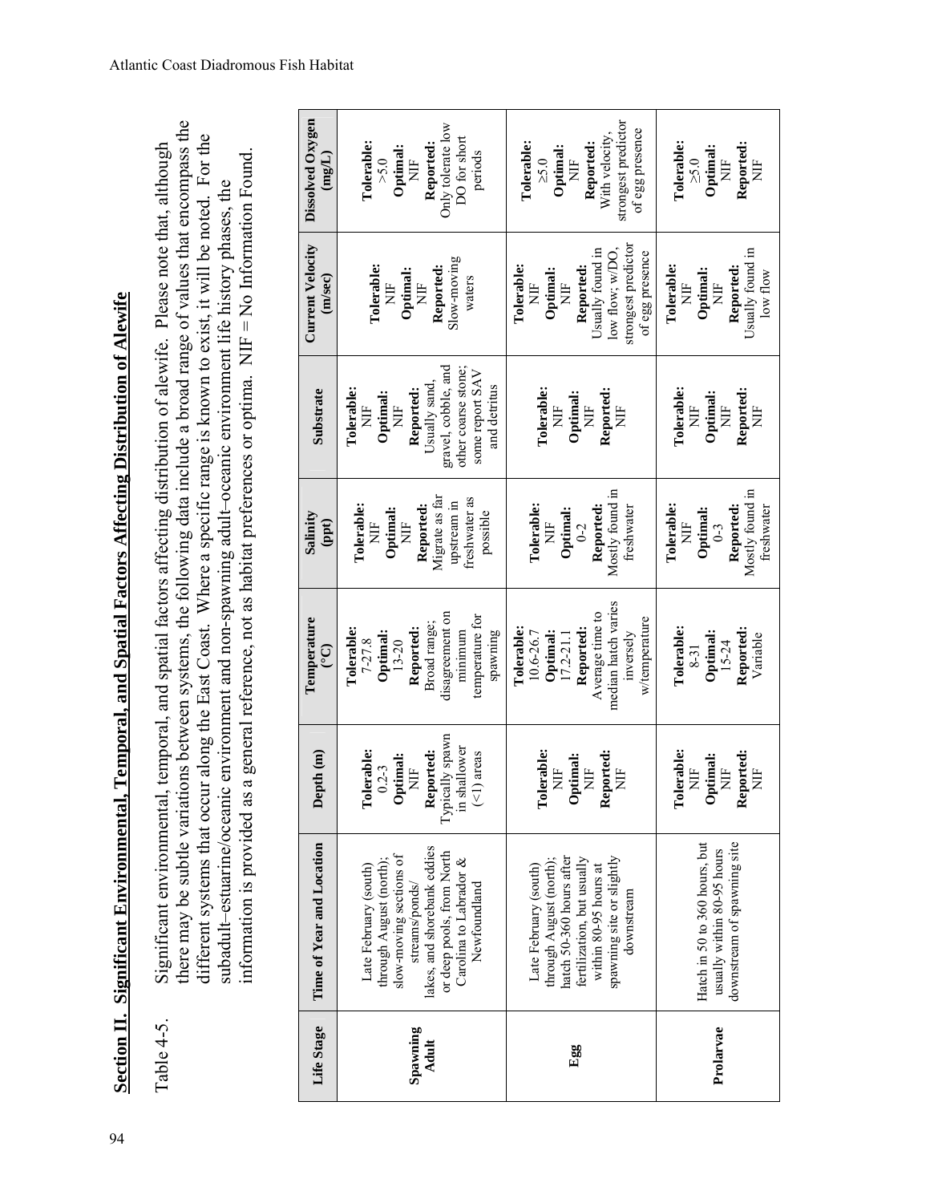## Section II. Significant Environmental, Temporal, and Spatial Factors Affecting Distribution of Alewife

Table 4-5. Significant environmental, temporal, and spatial factors affecting distribution of alewife. Please note that, although there may be subtle variations between systems, the following data include a broad range of values that encompass the different systems that occur along the East Coast. Where a specific range is known to exist, it will be noted. For the subadult–estuarine/oceanic environment and non-spawning adult–oceanic environment life history phases, the information is provided as a general reference, not as habitat preferences or optima. NIF = No Information Found.

| Life Stage | Time of Year and Location | Depth (m) | Temperature (°C) | Salinity (ppt) | Substrate | Current Velocity (m/sec) | Dissolved Oxygen (mg/L) |
|---|---|---|---|---|---|---|---|
| **Spawning Adult** | Late February (south) through August (north); slow-moving sections of streams/ponds/ lakes, and shorebank eddies or deep pools, from North Carolina to Labrador & Newfoundland | **Tolerable:** 0.2-3 **Optimal:** NIF **Reported:** Typically spawn in shallower (<1) areas | **Tolerable:** 7-27.8 **Optimal:** 13-20 **Reported:** Broad range; disagreement on minimum temperature for spawning | **Tolerable:** NIF **Optimal:** NIF **Reported:** Migrate as far upstream in freshwater as possible | **Tolerable:** NIF **Optimal:** NIF **Reported:** Usually sand, gravel, cobble, and other coarse stone; some report SAV and detritus | **Tolerable:** NIF **Optimal:** NIF **Reported:** Slow-moving waters | **Tolerable:** >5.0 **Optimal:** NIF **Reported:** Only tolerate low DO for short periods |
| **Egg** | Late February (south) through August (north); hatch 50-360 hours after fertilization, but usually within 80-95 hours at spawning site or slightly downstream | **Tolerable:** NIF **Optimal:** NIF **Reported:** NIF | **Tolerable:** 10.6-26.7 **Optimal:** 17.2-21.1 **Reported:** Average time to median hatch varies inversely w/temperature | **Tolerable:** NIF **Optimal:** 0-2 **Reported:** Mostly found in freshwater | **Tolerable:** NIF **Optimal:** NIF **Reported:** NIF | **Tolerable:** NIF **Optimal:** NIF **Reported:** Usually found in low flow; w/DO, strongest predictor of egg presence | **Tolerable:** ≥5.0 **Optimal:** NIF **Reported:** With velocity, strongest predictor of egg presence |
| **Prolarvae** | Hatch in 50 to 360 hours, but usually within 80-95 hours downstream of spawning site | **Tolerable:** NIF **Optimal:** NIF **Reported:** NIF | **Tolerable:** 8-31 **Optimal:** 15-24 **Reported:** Variable | **Tolerable:** NIF **Optimal:** 0-3 **Reported:** Mostly found in freshwater | **Tolerable:** NIF **Optimal:** NIF **Reported:** NIF | **Tolerable:** NIF **Optimal:** NIF **Reported:** Usually found in low flow | **Tolerable:** ≥5.0 **Optimal:** NIF **Reported:** NIF |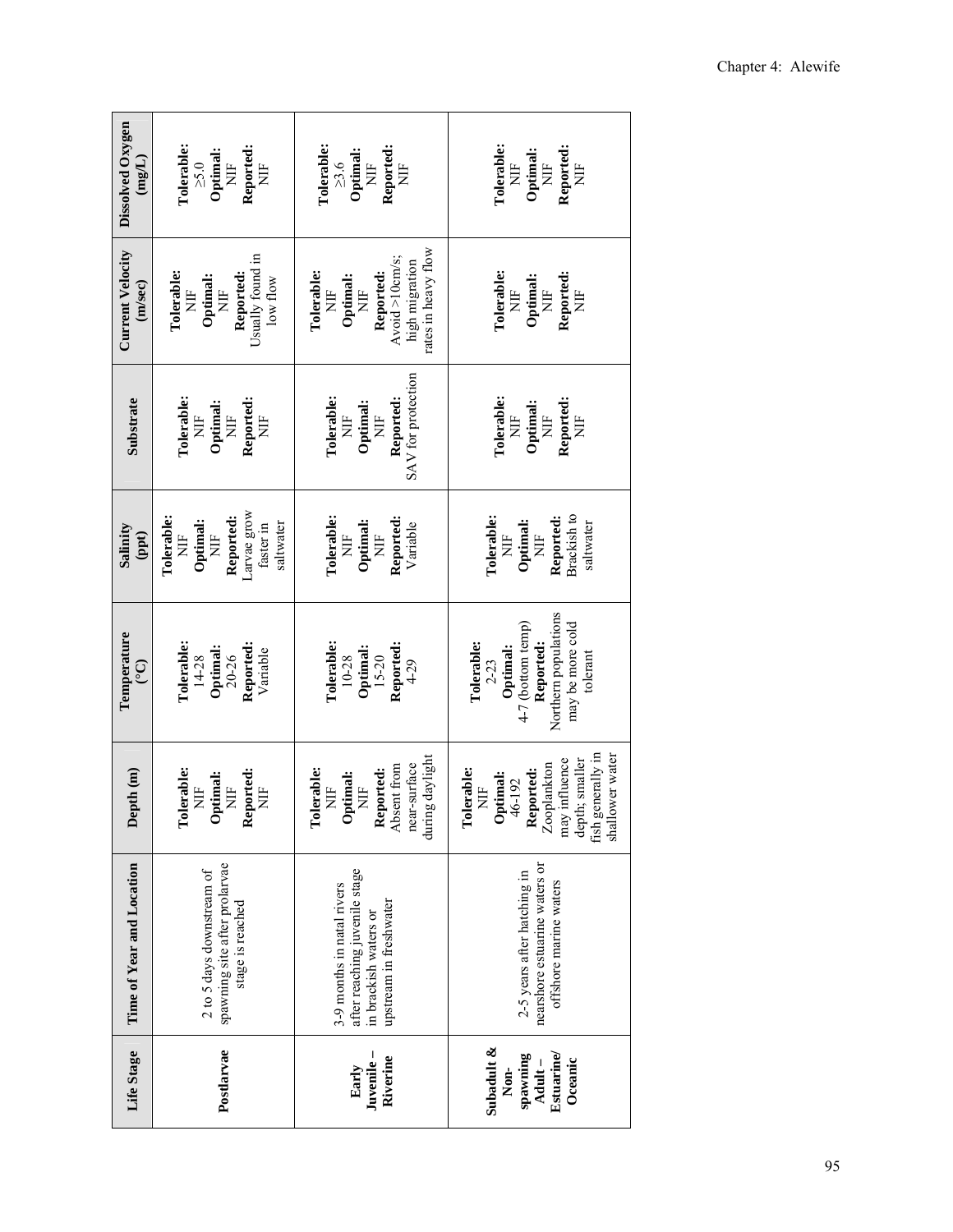| Life Stage | Time of Year and Location | Depth (m) | Temperature (°C) | Salinity (ppt) | Substrate | Current Velocity (m/sec) | Dissolved Oxygen (mg/L) |
|---|---|---|---|---|---|---|---|
| **Postlarvae** | 2 to 5 days downstream of spawning site after prolarvae stage is reached | **Tolerable:** NIF **Optimal:** NIF **Reported:** NIF | **Tolerable:** 14-28 **Optimal:** 20-26 **Reported:** Variable | **Tolerable:** NIF **Optimal:** NIF **Reported:** Larvae grow faster in saltwater | **Tolerable:** NIF **Optimal:** NIF **Reported:** NIF | **Tolerable:** NIF **Optimal:** NIF **Reported:** Usually found in low flow | **Tolerable:** ≥5.0 **Optimal:** NIF **Reported:** NIF |
| **Early Juvenile – Riverine** | 3-9 months in natal rivers after reaching juvenile stage in brackish waters or upstream in freshwater | **Tolerable:** NIF **Optimal:** NIF **Reported:** Absent from near-surface during daylight | **Tolerable:** 10-28 **Optimal:** 15-20 **Reported:** 4-29 | **Tolerable:** NIF **Optimal:** NIF **Reported:** Variable | **Tolerable:** NIF **Optimal:** NIF **Reported:** SAV for protection | **Tolerable:** NIF **Optimal:** NIF **Reported:** Avoid >10cm/s; high migration rates in heavy flow | **Tolerable:** ≥3.6 **Optimal:** NIF **Reported:** NIF |
| **Subadult & Non-spawning Adult – Estuarine/ Oceanic** | 2-5 years after hatching in nearshore estuarine waters or offshore marine waters | **Tolerable:** NIF **Optimal:** 46-192 **Reported:** Zooplankton may influence depth; smaller fish generally in shallower water | **Tolerable:** 2-23 **Optimal:** 4-7 (bottom temp) **Reported:** Northern populations may be more cold tolerant | **Tolerable:** NIF **Optimal:** NIF **Reported:** Brackish to saltwater | **Tolerable:** NIF **Optimal:** NIF **Reported:** NIF | **Tolerable:** NIF **Optimal:** NIF **Reported:** NIF | **Tolerable:** NIF **Optimal:** NIF **Reported:** NIF |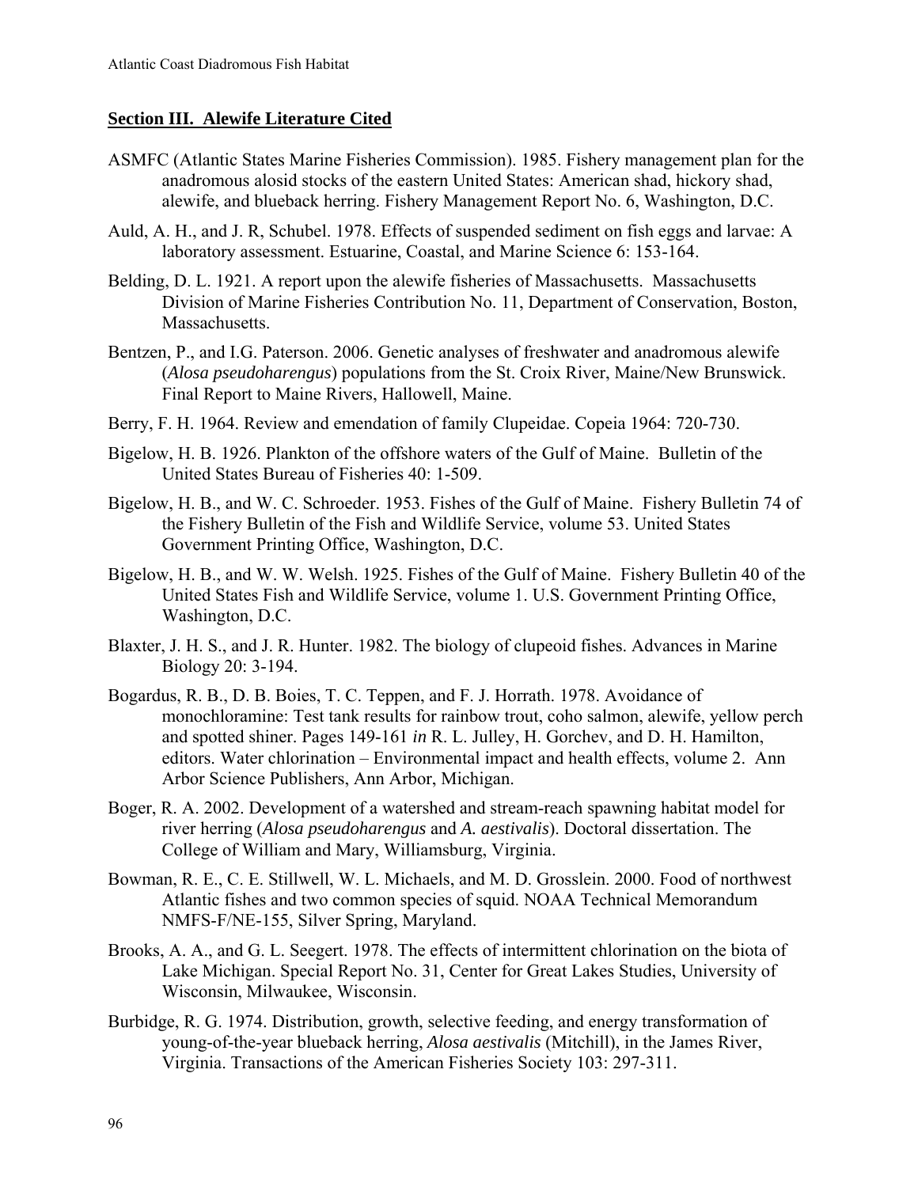## Section III. Alewife Literature Cited

ASMFC (Atlantic States Marine Fisheries Commission). 1985. Fishery management plan for the anadromous alosid stocks of the eastern United States: American shad, hickory shad, alewife, and blueback herring. Fishery Management Report No. 6, Washington, D.C.

Auld, A. H., and J. R, Schubel. 1978. Effects of suspended sediment on fish eggs and larvae: A laboratory assessment. Estuarine, Coastal, and Marine Science 6: 153-164.

Belding, D. L. 1921. A report upon the alewife fisheries of Massachusetts. Massachusetts Division of Marine Fisheries Contribution No. 11, Department of Conservation, Boston, Massachusetts.

Bentzen, P., and I.G. Paterson. 2006. Genetic analyses of freshwater and anadromous alewife (*Alosa pseudoharengus*) populations from the St. Croix River, Maine/New Brunswick. Final Report to Maine Rivers, Hallowell, Maine.

Berry, F. H. 1964. Review and emendation of family Clupeidae. Copeia 1964: 720-730.

Bigelow, H. B. 1926. Plankton of the offshore waters of the Gulf of Maine. Bulletin of the United States Bureau of Fisheries 40: 1-509.

Bigelow, H. B., and W. C. Schroeder. 1953. Fishes of the Gulf of Maine. Fishery Bulletin 74 of the Fishery Bulletin of the Fish and Wildlife Service, volume 53. United States Government Printing Office, Washington, D.C.

Bigelow, H. B., and W. W. Welsh. 1925. Fishes of the Gulf of Maine. Fishery Bulletin 40 of the United States Fish and Wildlife Service, volume 1. U.S. Government Printing Office, Washington, D.C.

Blaxter, J. H. S., and J. R. Hunter. 1982. The biology of clupeoid fishes. Advances in Marine Biology 20: 3-194.

Bogardus, R. B., D. B. Boies, T. C. Teppen, and F. J. Horrath. 1978. Avoidance of monochloramine: Test tank results for rainbow trout, coho salmon, alewife, yellow perch and spotted shiner. Pages 149-161 *in* R. L. Julley, H. Gorchev, and D. H. Hamilton, editors. Water chlorination – Environmental impact and health effects, volume 2. Ann Arbor Science Publishers, Ann Arbor, Michigan.

Boger, R. A. 2002. Development of a watershed and stream-reach spawning habitat model for river herring (*Alosa pseudoharengus* and *A. aestivalis*). Doctoral dissertation. The College of William and Mary, Williamsburg, Virginia.

Bowman, R. E., C. E. Stillwell, W. L. Michaels, and M. D. Grosslein. 2000. Food of northwest Atlantic fishes and two common species of squid. NOAA Technical Memorandum NMFS-F/NE-155, Silver Spring, Maryland.

Brooks, A. A., and G. L. Seegert. 1978. The effects of intermittent chlorination on the biota of Lake Michigan. Special Report No. 31, Center for Great Lakes Studies, University of Wisconsin, Milwaukee, Wisconsin.

Burbidge, R. G. 1974. Distribution, growth, selective feeding, and energy transformation of young-of-the-year blueback herring, *Alosa aestivalis* (Mitchill), in the James River, Virginia. Transactions of the American Fisheries Society 103: 297-311.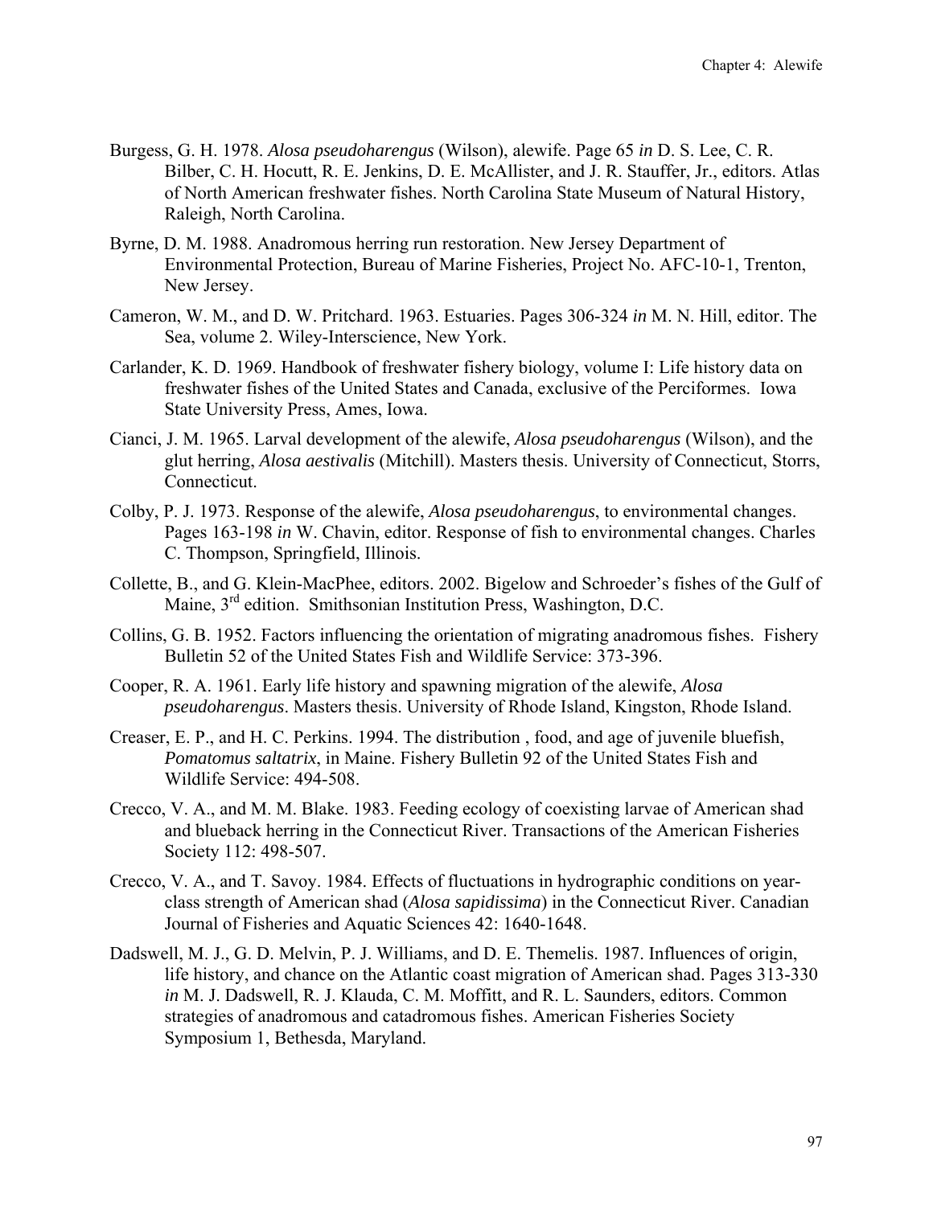Burgess, G. H. 1978. *Alosa pseudoharengus* (Wilson), alewife. Page 65 *in* D. S. Lee, C. R. Bilber, C. H. Hocutt, R. E. Jenkins, D. E. McAllister, and J. R. Stauffer, Jr., editors. Atlas of North American freshwater fishes. North Carolina State Museum of Natural History, Raleigh, North Carolina.

Byrne, D. M. 1988. Anadromous herring run restoration. New Jersey Department of Environmental Protection, Bureau of Marine Fisheries, Project No. AFC-10-1, Trenton, New Jersey.

Cameron, W. M., and D. W. Pritchard. 1963. Estuaries. Pages 306-324 *in* M. N. Hill, editor. The Sea, volume 2. Wiley-Interscience, New York.

Carlander, K. D. 1969. Handbook of freshwater fishery biology, volume I: Life history data on freshwater fishes of the United States and Canada, exclusive of the Perciformes. Iowa State University Press, Ames, Iowa.

Cianci, J. M. 1965. Larval development of the alewife, *Alosa pseudoharengus* (Wilson), and the glut herring, *Alosa aestivalis* (Mitchill). Masters thesis. University of Connecticut, Storrs, Connecticut.

Colby, P. J. 1973. Response of the alewife, *Alosa pseudoharengus*, to environmental changes. Pages 163-198 *in* W. Chavin, editor. Response of fish to environmental changes. Charles C. Thompson, Springfield, Illinois.

Collette, B., and G. Klein-MacPhee, editors. 2002. Bigelow and Schroeder's fishes of the Gulf of Maine, 3rd edition. Smithsonian Institution Press, Washington, D.C.

Collins, G. B. 1952. Factors influencing the orientation of migrating anadromous fishes. Fishery Bulletin 52 of the United States Fish and Wildlife Service: 373-396.

Cooper, R. A. 1961. Early life history and spawning migration of the alewife, *Alosa pseudoharengus*. Masters thesis. University of Rhode Island, Kingston, Rhode Island.

Creaser, E. P., and H. C. Perkins. 1994. The distribution , food, and age of juvenile bluefish, *Pomatomus saltatrix*, in Maine. Fishery Bulletin 92 of the United States Fish and Wildlife Service: 494-508.

Crecco, V. A., and M. M. Blake. 1983. Feeding ecology of coexisting larvae of American shad and blueback herring in the Connecticut River. Transactions of the American Fisheries Society 112: 498-507.

Crecco, V. A., and T. Savoy. 1984. Effects of fluctuations in hydrographic conditions on year-class strength of American shad (*Alosa sapidissima*) in the Connecticut River. Canadian Journal of Fisheries and Aquatic Sciences 42: 1640-1648.

Dadswell, M. J., G. D. Melvin, P. J. Williams, and D. E. Themelis. 1987. Influences of origin, life history, and chance on the Atlantic coast migration of American shad. Pages 313-330 *in* M. J. Dadswell, R. J. Klauda, C. M. Moffitt, and R. L. Saunders, editors. Common strategies of anadromous and catadromous fishes. American Fisheries Society Symposium 1, Bethesda, Maryland.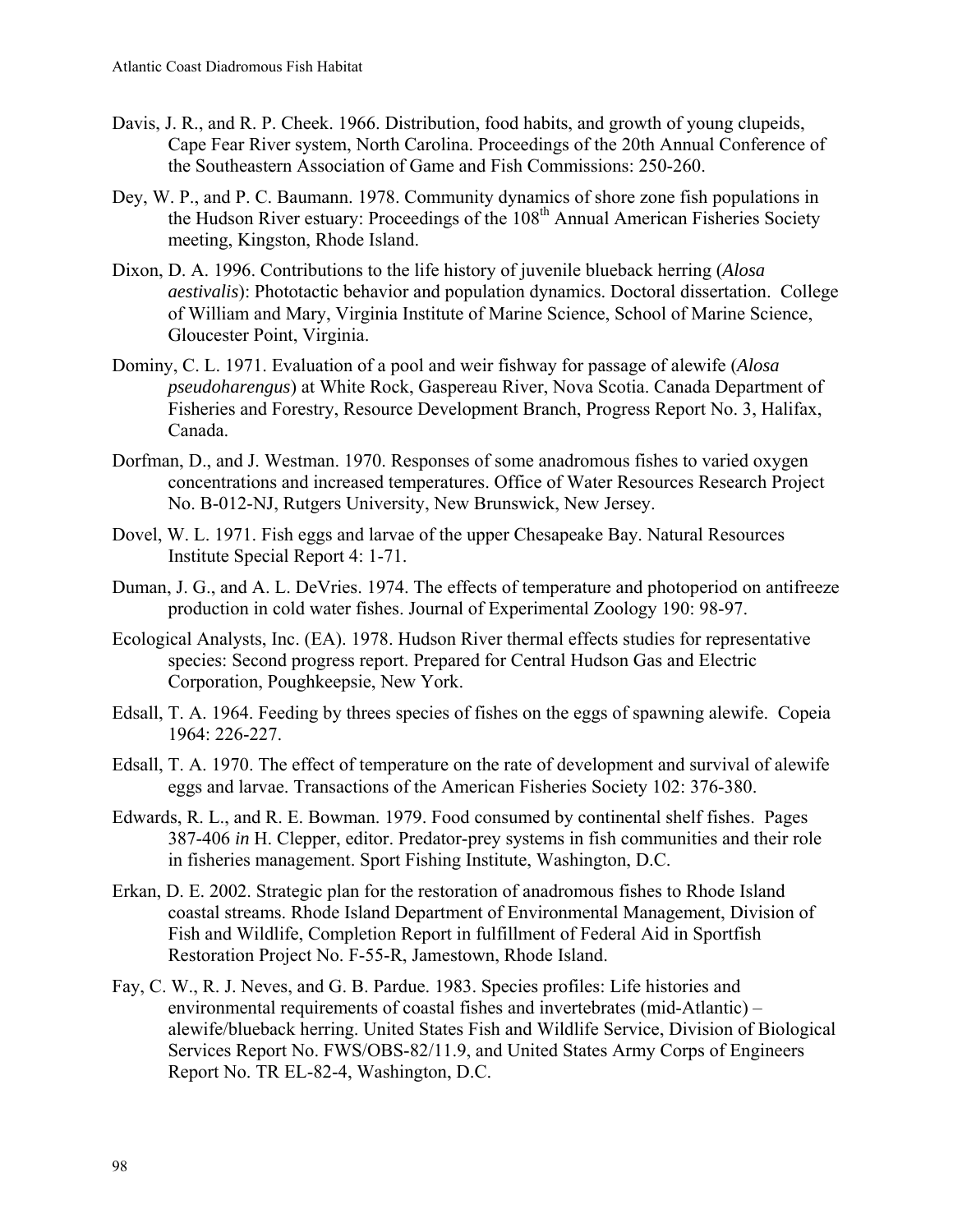Davis, J. R., and R. P. Cheek. 1966. Distribution, food habits, and growth of young clupeids, Cape Fear River system, North Carolina. Proceedings of the 20th Annual Conference of the Southeastern Association of Game and Fish Commissions: 250-260.

Dey, W. P., and P. C. Baumann. 1978. Community dynamics of shore zone fish populations in the Hudson River estuary: Proceedings of the 108th Annual American Fisheries Society meeting, Kingston, Rhode Island.

Dixon, D. A. 1996. Contributions to the life history of juvenile blueback herring (*Alosa aestivalis*): Phototactic behavior and population dynamics. Doctoral dissertation. College of William and Mary, Virginia Institute of Marine Science, School of Marine Science, Gloucester Point, Virginia.

Dominy, C. L. 1971. Evaluation of a pool and weir fishway for passage of alewife (*Alosa pseudoharengus*) at White Rock, Gaspereau River, Nova Scotia. Canada Department of Fisheries and Forestry, Resource Development Branch, Progress Report No. 3, Halifax, Canada.

Dorfman, D., and J. Westman. 1970. Responses of some anadromous fishes to varied oxygen concentrations and increased temperatures. Office of Water Resources Research Project No. B-012-NJ, Rutgers University, New Brunswick, New Jersey.

Dovel, W. L. 1971. Fish eggs and larvae of the upper Chesapeake Bay. Natural Resources Institute Special Report 4: 1-71.

Duman, J. G., and A. L. DeVries. 1974. The effects of temperature and photoperiod on antifreeze production in cold water fishes. Journal of Experimental Zoology 190: 98-97.

Ecological Analysts, Inc. (EA). 1978. Hudson River thermal effects studies for representative species: Second progress report. Prepared for Central Hudson Gas and Electric Corporation, Poughkeepsie, New York.

Edsall, T. A. 1964. Feeding by threes species of fishes on the eggs of spawning alewife. Copeia 1964: 226-227.

Edsall, T. A. 1970. The effect of temperature on the rate of development and survival of alewife eggs and larvae. Transactions of the American Fisheries Society 102: 376-380.

Edwards, R. L., and R. E. Bowman. 1979. Food consumed by continental shelf fishes. Pages 387-406 *in* H. Clepper, editor. Predator-prey systems in fish communities and their role in fisheries management. Sport Fishing Institute, Washington, D.C.

Erkan, D. E. 2002. Strategic plan for the restoration of anadromous fishes to Rhode Island coastal streams. Rhode Island Department of Environmental Management, Division of Fish and Wildlife, Completion Report in fulfillment of Federal Aid in Sportfish Restoration Project No. F-55-R, Jamestown, Rhode Island.

Fay, C. W., R. J. Neves, and G. B. Pardue. 1983. Species profiles: Life histories and environmental requirements of coastal fishes and invertebrates (mid-Atlantic) – alewife/blueback herring. United States Fish and Wildlife Service, Division of Biological Services Report No. FWS/OBS-82/11.9, and United States Army Corps of Engineers Report No. TR EL-82-4, Washington, D.C.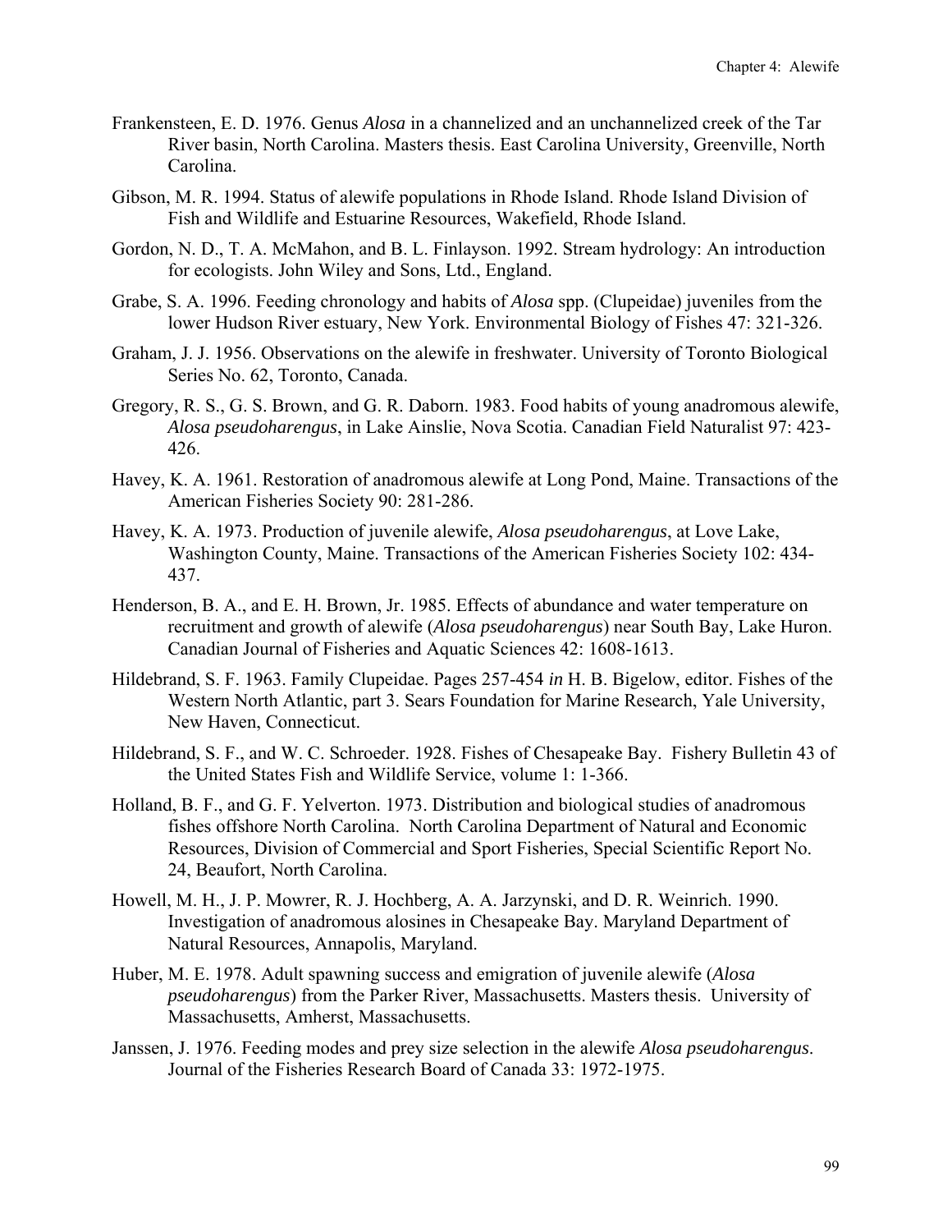Frankensteen, E. D. 1976. Genus *Alosa* in a channelized and an unchannelized creek of the Tar River basin, North Carolina. Masters thesis. East Carolina University, Greenville, North Carolina.

Gibson, M. R. 1994. Status of alewife populations in Rhode Island. Rhode Island Division of Fish and Wildlife and Estuarine Resources, Wakefield, Rhode Island.

Gordon, N. D., T. A. McMahon, and B. L. Finlayson. 1992. Stream hydrology: An introduction for ecologists. John Wiley and Sons, Ltd., England.

Grabe, S. A. 1996. Feeding chronology and habits of *Alosa* spp. (Clupeidae) juveniles from the lower Hudson River estuary, New York. Environmental Biology of Fishes 47: 321-326.

Graham, J. J. 1956. Observations on the alewife in freshwater. University of Toronto Biological Series No. 62, Toronto, Canada.

Gregory, R. S., G. S. Brown, and G. R. Daborn. 1983. Food habits of young anadromous alewife, *Alosa pseudoharengus*, in Lake Ainslie, Nova Scotia. Canadian Field Naturalist 97: 423-426.

Havey, K. A. 1961. Restoration of anadromous alewife at Long Pond, Maine. Transactions of the American Fisheries Society 90: 281-286.

Havey, K. A. 1973. Production of juvenile alewife, *Alosa pseudoharengus*, at Love Lake, Washington County, Maine. Transactions of the American Fisheries Society 102: 434-437.

Henderson, B. A., and E. H. Brown, Jr. 1985. Effects of abundance and water temperature on recruitment and growth of alewife (*Alosa pseudoharengus*) near South Bay, Lake Huron. Canadian Journal of Fisheries and Aquatic Sciences 42: 1608-1613.

Hildebrand, S. F. 1963. Family Clupeidae. Pages 257-454 *in* H. B. Bigelow, editor. Fishes of the Western North Atlantic, part 3. Sears Foundation for Marine Research, Yale University, New Haven, Connecticut.

Hildebrand, S. F., and W. C. Schroeder. 1928. Fishes of Chesapeake Bay. Fishery Bulletin 43 of the United States Fish and Wildlife Service, volume 1: 1-366.

Holland, B. F., and G. F. Yelverton. 1973. Distribution and biological studies of anadromous fishes offshore North Carolina. North Carolina Department of Natural and Economic Resources, Division of Commercial and Sport Fisheries, Special Scientific Report No. 24, Beaufort, North Carolina.

Howell, M. H., J. P. Mowrer, R. J. Hochberg, A. A. Jarzynski, and D. R. Weinrich. 1990. Investigation of anadromous alosines in Chesapeake Bay. Maryland Department of Natural Resources, Annapolis, Maryland.

Huber, M. E. 1978. Adult spawning success and emigration of juvenile alewife (*Alosa pseudoharengus*) from the Parker River, Massachusetts. Masters thesis. University of Massachusetts, Amherst, Massachusetts.

Janssen, J. 1976. Feeding modes and prey size selection in the alewife *Alosa pseudoharengus*. Journal of the Fisheries Research Board of Canada 33: 1972-1975.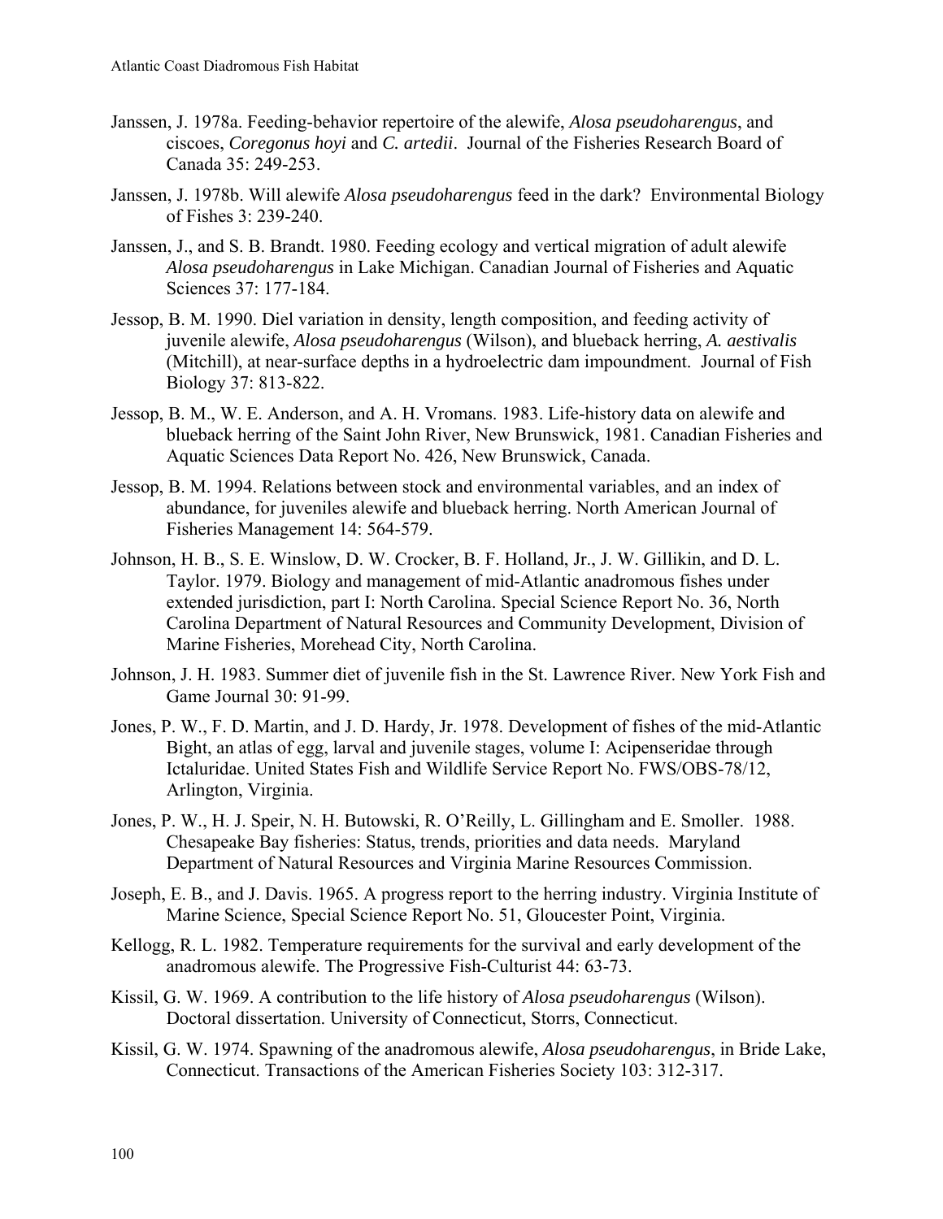Janssen, J. 1978a. Feeding-behavior repertoire of the alewife, *Alosa pseudoharengus*, and ciscoes, *Coregonus hoyi* and *C. artedii*. Journal of the Fisheries Research Board of Canada 35: 249-253.

Janssen, J. 1978b. Will alewife *Alosa pseudoharengus* feed in the dark? Environmental Biology of Fishes 3: 239-240.

Janssen, J., and S. B. Brandt. 1980. Feeding ecology and vertical migration of adult alewife *Alosa pseudoharengus* in Lake Michigan. Canadian Journal of Fisheries and Aquatic Sciences 37: 177-184.

Jessop, B. M. 1990. Diel variation in density, length composition, and feeding activity of juvenile alewife, *Alosa pseudoharengus* (Wilson), and blueback herring, *A. aestivalis* (Mitchill), at near-surface depths in a hydroelectric dam impoundment. Journal of Fish Biology 37: 813-822.

Jessop, B. M., W. E. Anderson, and A. H. Vromans. 1983. Life-history data on alewife and blueback herring of the Saint John River, New Brunswick, 1981. Canadian Fisheries and Aquatic Sciences Data Report No. 426, New Brunswick, Canada.

Jessop, B. M. 1994. Relations between stock and environmental variables, and an index of abundance, for juveniles alewife and blueback herring. North American Journal of Fisheries Management 14: 564-579.

Johnson, H. B., S. E. Winslow, D. W. Crocker, B. F. Holland, Jr., J. W. Gillikin, and D. L. Taylor. 1979. Biology and management of mid-Atlantic anadromous fishes under extended jurisdiction, part I: North Carolina. Special Science Report No. 36, North Carolina Department of Natural Resources and Community Development, Division of Marine Fisheries, Morehead City, North Carolina.

Johnson, J. H. 1983. Summer diet of juvenile fish in the St. Lawrence River. New York Fish and Game Journal 30: 91-99.

Jones, P. W., F. D. Martin, and J. D. Hardy, Jr. 1978. Development of fishes of the mid-Atlantic Bight, an atlas of egg, larval and juvenile stages, volume I: Acipenseridae through Ictaluridae. United States Fish and Wildlife Service Report No. FWS/OBS-78/12, Arlington, Virginia.

Jones, P. W., H. J. Speir, N. H. Butowski, R. O'Reilly, L. Gillingham and E. Smoller. 1988. Chesapeake Bay fisheries: Status, trends, priorities and data needs. Maryland Department of Natural Resources and Virginia Marine Resources Commission.

Joseph, E. B., and J. Davis. 1965. A progress report to the herring industry. Virginia Institute of Marine Science, Special Science Report No. 51, Gloucester Point, Virginia.

Kellogg, R. L. 1982. Temperature requirements for the survival and early development of the anadromous alewife. The Progressive Fish-Culturist 44: 63-73.

Kissil, G. W. 1969. A contribution to the life history of *Alosa pseudoharengus* (Wilson). Doctoral dissertation. University of Connecticut, Storrs, Connecticut.

Kissil, G. W. 1974. Spawning of the anadromous alewife, *Alosa pseudoharengus*, in Bride Lake, Connecticut. Transactions of the American Fisheries Society 103: 312-317.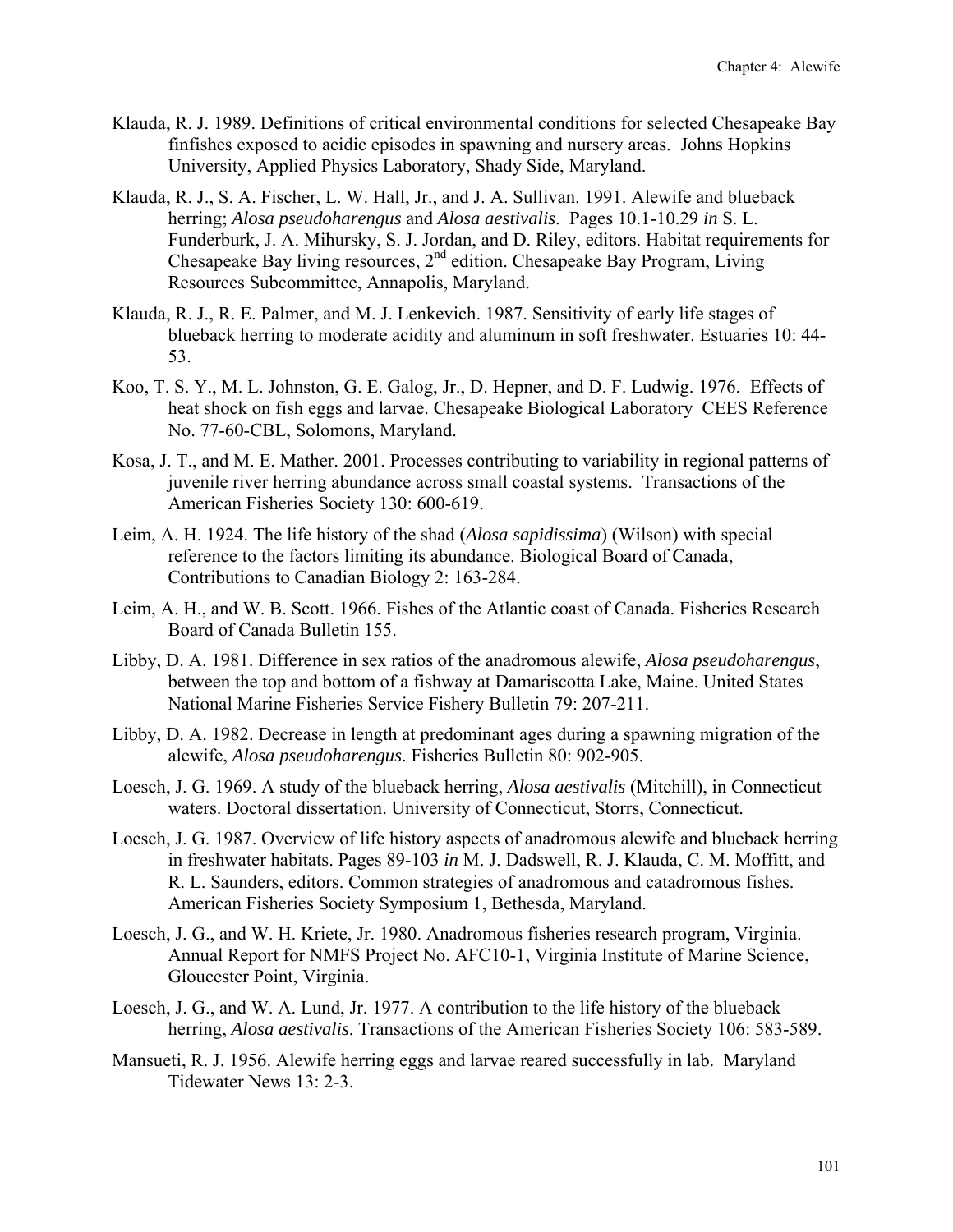Klauda, R. J. 1989. Definitions of critical environmental conditions for selected Chesapeake Bay finfishes exposed to acidic episodes in spawning and nursery areas. Johns Hopkins University, Applied Physics Laboratory, Shady Side, Maryland.

Klauda, R. J., S. A. Fischer, L. W. Hall, Jr., and J. A. Sullivan. 1991. Alewife and blueback herring; *Alosa pseudoharengus* and *Alosa aestivalis*. Pages 10.1-10.29 *in* S. L. Funderburk, J. A. Mihursky, S. J. Jordan, and D. Riley, editors. Habitat requirements for Chesapeake Bay living resources, 2nd edition. Chesapeake Bay Program, Living Resources Subcommittee, Annapolis, Maryland.

Klauda, R. J., R. E. Palmer, and M. J. Lenkevich. 1987. Sensitivity of early life stages of blueback herring to moderate acidity and aluminum in soft freshwater. Estuaries 10: 44-53.

Koo, T. S. Y., M. L. Johnston, G. E. Galog, Jr., D. Hepner, and D. F. Ludwig. 1976. Effects of heat shock on fish eggs and larvae. Chesapeake Biological Laboratory CEES Reference No. 77-60-CBL, Solomons, Maryland.

Kosa, J. T., and M. E. Mather. 2001. Processes contributing to variability in regional patterns of juvenile river herring abundance across small coastal systems. Transactions of the American Fisheries Society 130: 600-619.

Leim, A. H. 1924. The life history of the shad (*Alosa sapidissima*) (Wilson) with special reference to the factors limiting its abundance. Biological Board of Canada, Contributions to Canadian Biology 2: 163-284.

Leim, A. H., and W. B. Scott. 1966. Fishes of the Atlantic coast of Canada. Fisheries Research Board of Canada Bulletin 155.

Libby, D. A. 1981. Difference in sex ratios of the anadromous alewife, *Alosa pseudoharengus*, between the top and bottom of a fishway at Damariscotta Lake, Maine. United States National Marine Fisheries Service Fishery Bulletin 79: 207-211.

Libby, D. A. 1982. Decrease in length at predominant ages during a spawning migration of the alewife, *Alosa pseudoharengus*. Fisheries Bulletin 80: 902-905.

Loesch, J. G. 1969. A study of the blueback herring, *Alosa aestivalis* (Mitchill), in Connecticut waters. Doctoral dissertation. University of Connecticut, Storrs, Connecticut.

Loesch, J. G. 1987. Overview of life history aspects of anadromous alewife and blueback herring in freshwater habitats. Pages 89-103 *in* M. J. Dadswell, R. J. Klauda, C. M. Moffitt, and R. L. Saunders, editors. Common strategies of anadromous and catadromous fishes. American Fisheries Society Symposium 1, Bethesda, Maryland.

Loesch, J. G., and W. H. Kriete, Jr. 1980. Anadromous fisheries research program, Virginia. Annual Report for NMFS Project No. AFC10-1, Virginia Institute of Marine Science, Gloucester Point, Virginia.

Loesch, J. G., and W. A. Lund, Jr. 1977. A contribution to the life history of the blueback herring, *Alosa aestivalis*. Transactions of the American Fisheries Society 106: 583-589.

Mansueti, R. J. 1956. Alewife herring eggs and larvae reared successfully in lab. Maryland Tidewater News 13: 2-3.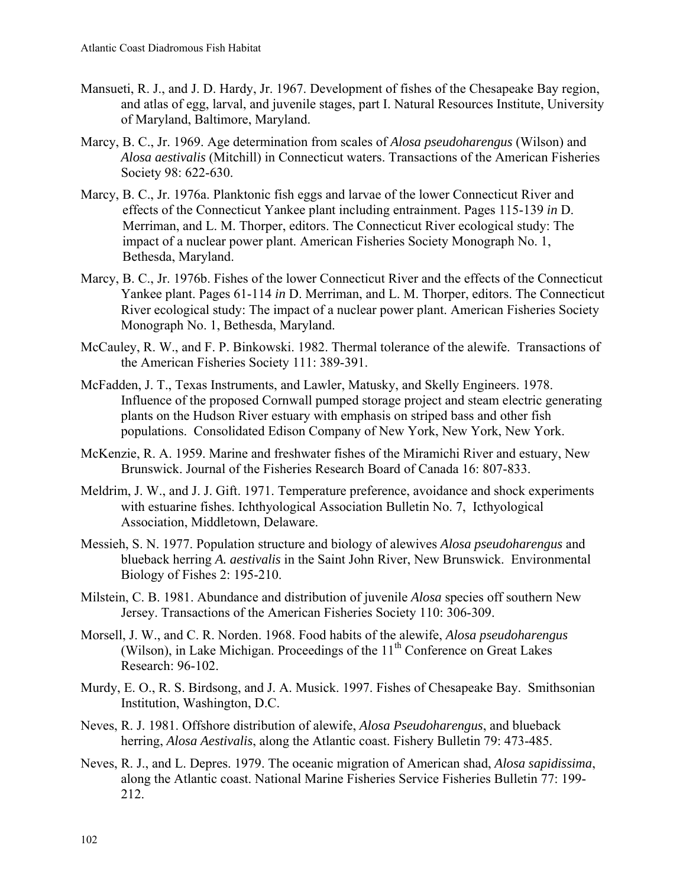Mansueti, R. J., and J. D. Hardy, Jr. 1967. Development of fishes of the Chesapeake Bay region, and atlas of egg, larval, and juvenile stages, part I. Natural Resources Institute, University of Maryland, Baltimore, Maryland.

Marcy, B. C., Jr. 1969. Age determination from scales of *Alosa pseudoharengus* (Wilson) and *Alosa aestivalis* (Mitchill) in Connecticut waters. Transactions of the American Fisheries Society 98: 622-630.

Marcy, B. C., Jr. 1976a. Planktonic fish eggs and larvae of the lower Connecticut River and effects of the Connecticut Yankee plant including entrainment. Pages 115-139 *in* D. Merriman, and L. M. Thorper, editors. The Connecticut River ecological study: The impact of a nuclear power plant. American Fisheries Society Monograph No. 1, Bethesda, Maryland.

Marcy, B. C., Jr. 1976b. Fishes of the lower Connecticut River and the effects of the Connecticut Yankee plant. Pages 61-114 *in* D. Merriman, and L. M. Thorper, editors. The Connecticut River ecological study: The impact of a nuclear power plant. American Fisheries Society Monograph No. 1, Bethesda, Maryland.

McCauley, R. W., and F. P. Binkowski. 1982. Thermal tolerance of the alewife. Transactions of the American Fisheries Society 111: 389-391.

McFadden, J. T., Texas Instruments, and Lawler, Matusky, and Skelly Engineers. 1978. Influence of the proposed Cornwall pumped storage project and steam electric generating plants on the Hudson River estuary with emphasis on striped bass and other fish populations. Consolidated Edison Company of New York, New York, New York.

McKenzie, R. A. 1959. Marine and freshwater fishes of the Miramichi River and estuary, New Brunswick. Journal of the Fisheries Research Board of Canada 16: 807-833.

Meldrim, J. W., and J. J. Gift. 1971. Temperature preference, avoidance and shock experiments with estuarine fishes. Ichthyological Association Bulletin No. 7, Icthyological Association, Middletown, Delaware.

Messieh, S. N. 1977. Population structure and biology of alewives *Alosa pseudoharengus* and blueback herring *A. aestivalis* in the Saint John River, New Brunswick. Environmental Biology of Fishes 2: 195-210.

Milstein, C. B. 1981. Abundance and distribution of juvenile *Alosa* species off southern New Jersey. Transactions of the American Fisheries Society 110: 306-309.

Morsell, J. W., and C. R. Norden. 1968. Food habits of the alewife, *Alosa pseudoharengus* (Wilson), in Lake Michigan. Proceedings of the 11th Conference on Great Lakes Research: 96-102.

Murdy, E. O., R. S. Birdsong, and J. A. Musick. 1997. Fishes of Chesapeake Bay. Smithsonian Institution, Washington, D.C.

Neves, R. J. 1981. Offshore distribution of alewife, *Alosa Pseudoharengus*, and blueback herring, *Alosa Aestivalis*, along the Atlantic coast. Fishery Bulletin 79: 473-485.

Neves, R. J., and L. Depres. 1979. The oceanic migration of American shad, *Alosa sapidissima*, along the Atlantic coast. National Marine Fisheries Service Fisheries Bulletin 77: 199-212.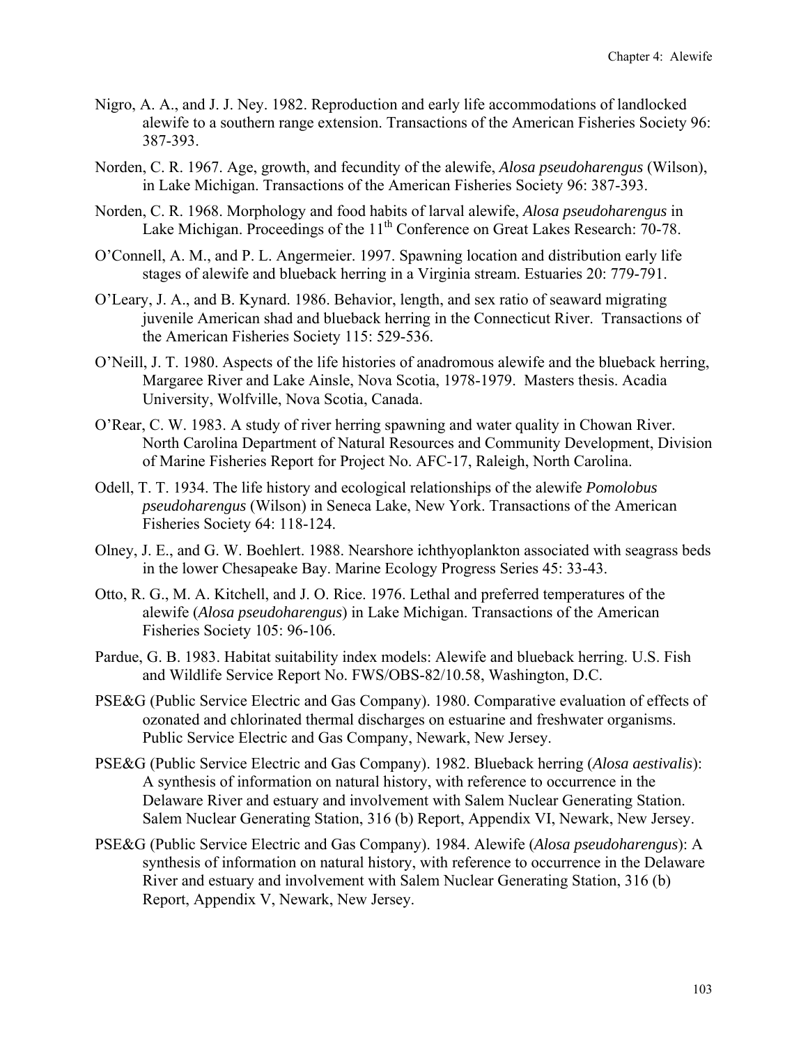Nigro, A. A., and J. J. Ney. 1982. Reproduction and early life accommodations of landlocked alewife to a southern range extension. Transactions of the American Fisheries Society 96: 387-393.

Norden, C. R. 1967. Age, growth, and fecundity of the alewife, *Alosa pseudoharengus* (Wilson), in Lake Michigan. Transactions of the American Fisheries Society 96: 387-393.

Norden, C. R. 1968. Morphology and food habits of larval alewife, *Alosa pseudoharengus* in Lake Michigan. Proceedings of the 11th Conference on Great Lakes Research: 70-78.

O'Connell, A. M., and P. L. Angermeier. 1997. Spawning location and distribution early life stages of alewife and blueback herring in a Virginia stream. Estuaries 20: 779-791.

O'Leary, J. A., and B. Kynard. 1986. Behavior, length, and sex ratio of seaward migrating juvenile American shad and blueback herring in the Connecticut River. Transactions of the American Fisheries Society 115: 529-536.

O'Neill, J. T. 1980. Aspects of the life histories of anadromous alewife and the blueback herring, Margaree River and Lake Ainsle, Nova Scotia, 1978-1979. Masters thesis. Acadia University, Wolfville, Nova Scotia, Canada.

O'Rear, C. W. 1983. A study of river herring spawning and water quality in Chowan River. North Carolina Department of Natural Resources and Community Development, Division of Marine Fisheries Report for Project No. AFC-17, Raleigh, North Carolina.

Odell, T. T. 1934. The life history and ecological relationships of the alewife *Pomolobus pseudoharengus* (Wilson) in Seneca Lake, New York. Transactions of the American Fisheries Society 64: 118-124.

Olney, J. E., and G. W. Boehlert. 1988. Nearshore ichthyoplankton associated with seagrass beds in the lower Chesapeake Bay. Marine Ecology Progress Series 45: 33-43.

Otto, R. G., M. A. Kitchell, and J. O. Rice. 1976. Lethal and preferred temperatures of the alewife (*Alosa pseudoharengus*) in Lake Michigan. Transactions of the American Fisheries Society 105: 96-106.

Pardue, G. B. 1983. Habitat suitability index models: Alewife and blueback herring. U.S. Fish and Wildlife Service Report No. FWS/OBS-82/10.58, Washington, D.C.

PSE&G (Public Service Electric and Gas Company). 1980. Comparative evaluation of effects of ozonated and chlorinated thermal discharges on estuarine and freshwater organisms. Public Service Electric and Gas Company, Newark, New Jersey.

PSE&G (Public Service Electric and Gas Company). 1982. Blueback herring (*Alosa aestivalis*): A synthesis of information on natural history, with reference to occurrence in the Delaware River and estuary and involvement with Salem Nuclear Generating Station. Salem Nuclear Generating Station, 316 (b) Report, Appendix VI, Newark, New Jersey.

PSE&G (Public Service Electric and Gas Company). 1984. Alewife (*Alosa pseudoharengus*): A synthesis of information on natural history, with reference to occurrence in the Delaware River and estuary and involvement with Salem Nuclear Generating Station, 316 (b) Report, Appendix V, Newark, New Jersey.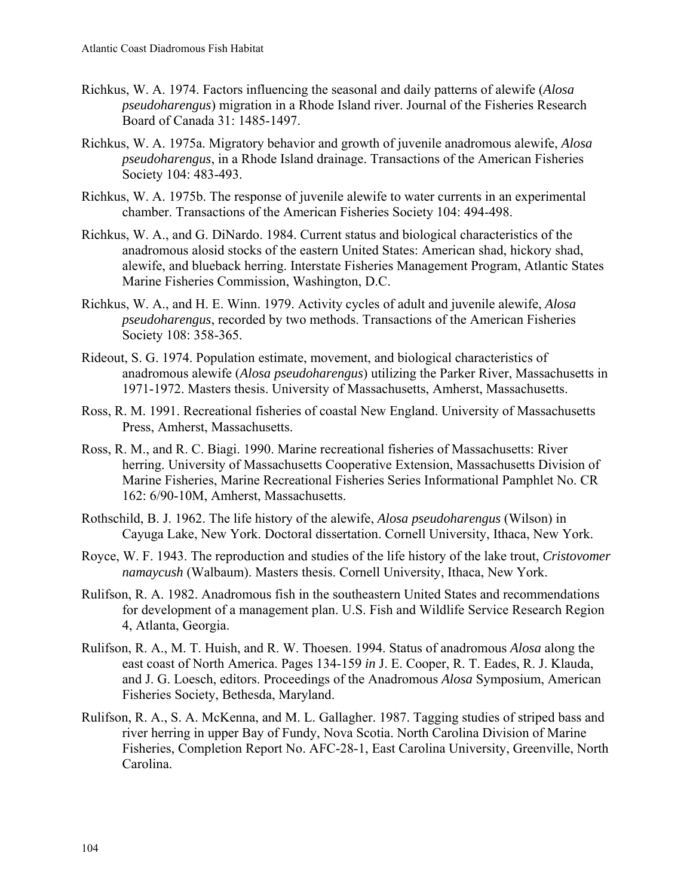Richkus, W. A. 1974. Factors influencing the seasonal and daily patterns of alewife (*Alosa pseudoharengus*) migration in a Rhode Island river. Journal of the Fisheries Research Board of Canada 31: 1485-1497.

Richkus, W. A. 1975a. Migratory behavior and growth of juvenile anadromous alewife, *Alosa pseudoharengus*, in a Rhode Island drainage. Transactions of the American Fisheries Society 104: 483-493.

Richkus, W. A. 1975b. The response of juvenile alewife to water currents in an experimental chamber. Transactions of the American Fisheries Society 104: 494-498.

Richkus, W. A., and G. DiNardo. 1984. Current status and biological characteristics of the anadromous alosid stocks of the eastern United States: American shad, hickory shad, alewife, and blueback herring. Interstate Fisheries Management Program, Atlantic States Marine Fisheries Commission, Washington, D.C.

Richkus, W. A., and H. E. Winn. 1979. Activity cycles of adult and juvenile alewife, *Alosa pseudoharengus*, recorded by two methods. Transactions of the American Fisheries Society 108: 358-365.

Rideout, S. G. 1974. Population estimate, movement, and biological characteristics of anadromous alewife (*Alosa pseudoharengus*) utilizing the Parker River, Massachusetts in 1971-1972. Masters thesis. University of Massachusetts, Amherst, Massachusetts.

Ross, R. M. 1991. Recreational fisheries of coastal New England. University of Massachusetts Press, Amherst, Massachusetts.

Ross, R. M., and R. C. Biagi. 1990. Marine recreational fisheries of Massachusetts: River herring. University of Massachusetts Cooperative Extension, Massachusetts Division of Marine Fisheries, Marine Recreational Fisheries Series Informational Pamphlet No. CR 162: 6/90-10M, Amherst, Massachusetts.

Rothschild, B. J. 1962. The life history of the alewife, *Alosa pseudoharengus* (Wilson) in Cayuga Lake, New York. Doctoral dissertation. Cornell University, Ithaca, New York.

Royce, W. F. 1943. The reproduction and studies of the life history of the lake trout, *Cristovomer namaycush* (Walbaum). Masters thesis. Cornell University, Ithaca, New York.

Rulifson, R. A. 1982. Anadromous fish in the southeastern United States and recommendations for development of a management plan. U.S. Fish and Wildlife Service Research Region 4, Atlanta, Georgia.

Rulifson, R. A., M. T. Huish, and R. W. Thoesen. 1994. Status of anadromous *Alosa* along the east coast of North America. Pages 134-159 *in* J. E. Cooper, R. T. Eades, R. J. Klauda, and J. G. Loesch, editors. Proceedings of the Anadromous *Alosa* Symposium, American Fisheries Society, Bethesda, Maryland.

Rulifson, R. A., S. A. McKenna, and M. L. Gallagher. 1987. Tagging studies of striped bass and river herring in upper Bay of Fundy, Nova Scotia. North Carolina Division of Marine Fisheries, Completion Report No. AFC-28-1, East Carolina University, Greenville, North Carolina.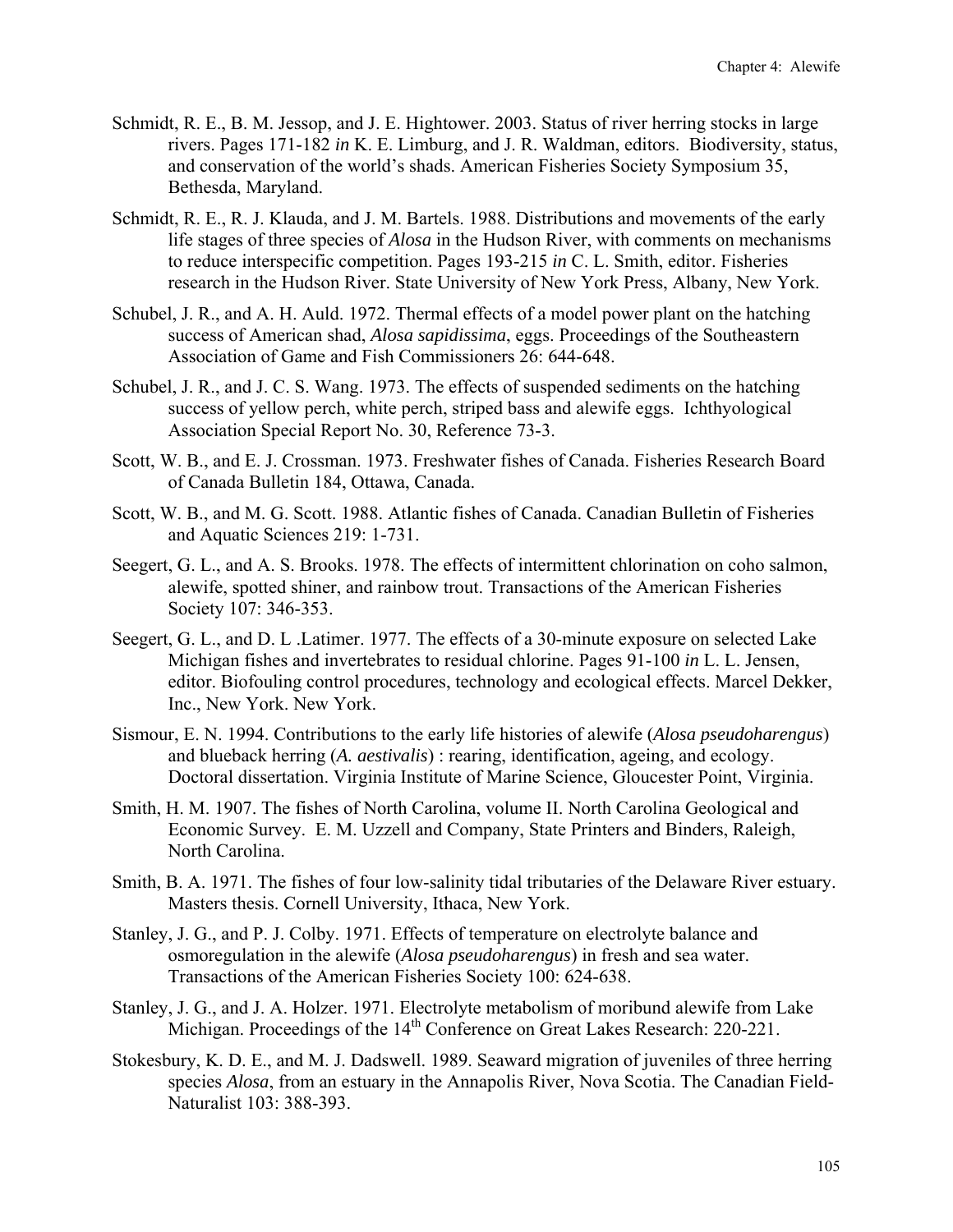Schmidt, R. E., B. M. Jessop, and J. E. Hightower. 2003. Status of river herring stocks in large rivers. Pages 171-182 *in* K. E. Limburg, and J. R. Waldman, editors. Biodiversity, status, and conservation of the world's shads. American Fisheries Society Symposium 35, Bethesda, Maryland.

Schmidt, R. E., R. J. Klauda, and J. M. Bartels. 1988. Distributions and movements of the early life stages of three species of *Alosa* in the Hudson River, with comments on mechanisms to reduce interspecific competition. Pages 193-215 *in* C. L. Smith, editor. Fisheries research in the Hudson River. State University of New York Press, Albany, New York.

Schubel, J. R., and A. H. Auld. 1972. Thermal effects of a model power plant on the hatching success of American shad, *Alosa sapidissima*, eggs. Proceedings of the Southeastern Association of Game and Fish Commissioners 26: 644-648.

Schubel, J. R., and J. C. S. Wang. 1973. The effects of suspended sediments on the hatching success of yellow perch, white perch, striped bass and alewife eggs. Ichthyological Association Special Report No. 30, Reference 73-3.

Scott, W. B., and E. J. Crossman. 1973. Freshwater fishes of Canada. Fisheries Research Board of Canada Bulletin 184, Ottawa, Canada.

Scott, W. B., and M. G. Scott. 1988. Atlantic fishes of Canada. Canadian Bulletin of Fisheries and Aquatic Sciences 219: 1-731.

Seegert, G. L., and A. S. Brooks. 1978. The effects of intermittent chlorination on coho salmon, alewife, spotted shiner, and rainbow trout. Transactions of the American Fisheries Society 107: 346-353.

Seegert, G. L., and D. L .Latimer. 1977. The effects of a 30-minute exposure on selected Lake Michigan fishes and invertebrates to residual chlorine. Pages 91-100 *in* L. L. Jensen, editor. Biofouling control procedures, technology and ecological effects. Marcel Dekker, Inc., New York. New York.

Sismour, E. N. 1994. Contributions to the early life histories of alewife (*Alosa pseudoharengus*) and blueback herring (*A. aestivalis*) : rearing, identification, ageing, and ecology. Doctoral dissertation. Virginia Institute of Marine Science, Gloucester Point, Virginia.

Smith, H. M. 1907. The fishes of North Carolina, volume II. North Carolina Geological and Economic Survey. E. M. Uzzell and Company, State Printers and Binders, Raleigh, North Carolina.

Smith, B. A. 1971. The fishes of four low-salinity tidal tributaries of the Delaware River estuary. Masters thesis. Cornell University, Ithaca, New York.

Stanley, J. G., and P. J. Colby. 1971. Effects of temperature on electrolyte balance and osmoregulation in the alewife (*Alosa pseudoharengus*) in fresh and sea water. Transactions of the American Fisheries Society 100: 624-638.

Stanley, J. G., and J. A. Holzer. 1971. Electrolyte metabolism of moribund alewife from Lake Michigan. Proceedings of the 14th Conference on Great Lakes Research: 220-221.

Stokesbury, K. D. E., and M. J. Dadswell. 1989. Seaward migration of juveniles of three herring species *Alosa*, from an estuary in the Annapolis River, Nova Scotia. The Canadian Field-Naturalist 103: 388-393.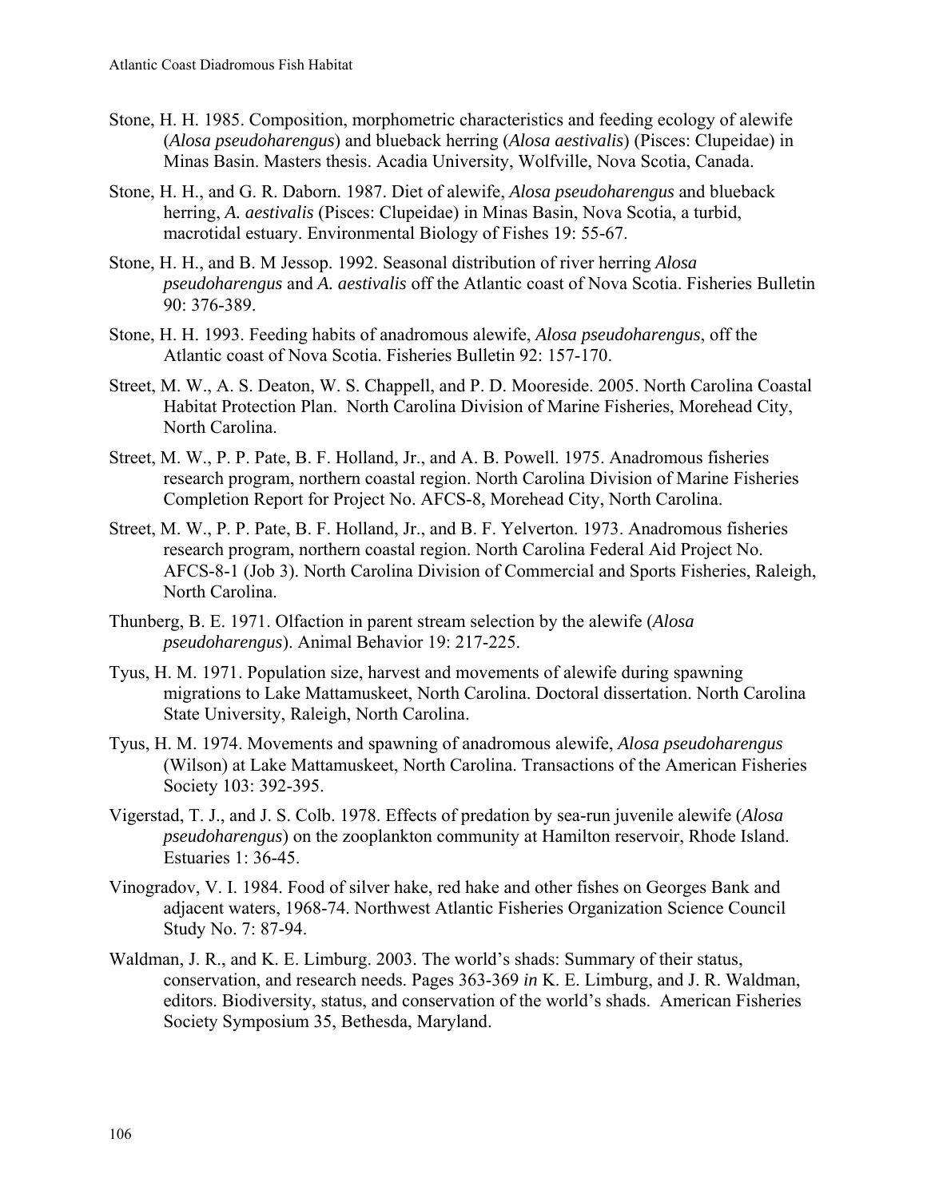Stone, H. H. 1985. Composition, morphometric characteristics and feeding ecology of alewife (*Alosa pseudoharengus*) and blueback herring (*Alosa aestivalis*) (Pisces: Clupeidae) in Minas Basin. Masters thesis. Acadia University, Wolfville, Nova Scotia, Canada.

Stone, H. H., and G. R. Daborn. 1987. Diet of alewife, *Alosa pseudoharengus* and blueback herring, *A. aestivalis* (Pisces: Clupeidae) in Minas Basin, Nova Scotia, a turbid, macrotidal estuary. Environmental Biology of Fishes 19: 55-67.

Stone, H. H., and B. M Jessop. 1992. Seasonal distribution of river herring *Alosa pseudoharengus* and *A. aestivalis* off the Atlantic coast of Nova Scotia. Fisheries Bulletin 90: 376-389.

Stone, H. H. 1993. Feeding habits of anadromous alewife, *Alosa pseudoharengus*, off the Atlantic coast of Nova Scotia. Fisheries Bulletin 92: 157-170.

Street, M. W., A. S. Deaton, W. S. Chappell, and P. D. Mooreside. 2005. North Carolina Coastal Habitat Protection Plan. North Carolina Division of Marine Fisheries, Morehead City, North Carolina.

Street, M. W., P. P. Pate, B. F. Holland, Jr., and A. B. Powell. 1975. Anadromous fisheries research program, northern coastal region. North Carolina Division of Marine Fisheries Completion Report for Project No. AFCS-8, Morehead City, North Carolina.

Street, M. W., P. P. Pate, B. F. Holland, Jr., and B. F. Yelverton. 1973. Anadromous fisheries research program, northern coastal region. North Carolina Federal Aid Project No. AFCS-8-1 (Job 3). North Carolina Division of Commercial and Sports Fisheries, Raleigh, North Carolina.

Thunberg, B. E. 1971. Olfaction in parent stream selection by the alewife (*Alosa pseudoharengus*). Animal Behavior 19: 217-225.

Tyus, H. M. 1971. Population size, harvest and movements of alewife during spawning migrations to Lake Mattamuskeet, North Carolina. Doctoral dissertation. North Carolina State University, Raleigh, North Carolina.

Tyus, H. M. 1974. Movements and spawning of anadromous alewife, *Alosa pseudoharengus* (Wilson) at Lake Mattamuskeet, North Carolina. Transactions of the American Fisheries Society 103: 392-395.

Vigerstad, T. J., and J. S. Colb. 1978. Effects of predation by sea-run juvenile alewife (*Alosa pseudoharengus*) on the zooplankton community at Hamilton reservoir, Rhode Island. Estuaries 1: 36-45.

Vinogradov, V. I. 1984. Food of silver hake, red hake and other fishes on Georges Bank and adjacent waters, 1968-74. Northwest Atlantic Fisheries Organization Science Council Study No. 7: 87-94.

Waldman, J. R., and K. E. Limburg. 2003. The world's shads: Summary of their status, conservation, and research needs. Pages 363-369 *in* K. E. Limburg, and J. R. Waldman, editors. Biodiversity, status, and conservation of the world's shads. American Fisheries Society Symposium 35, Bethesda, Maryland.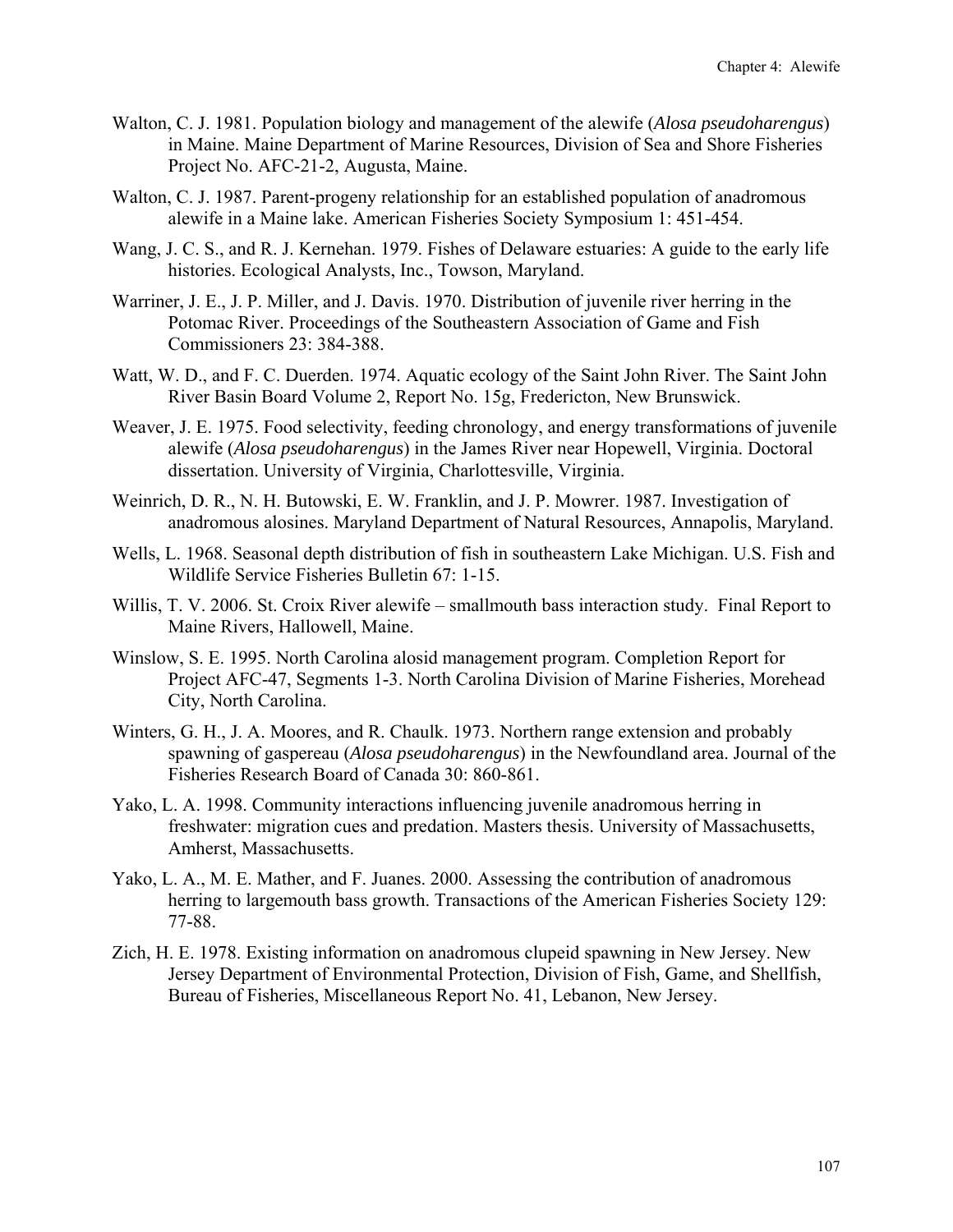Walton, C. J. 1981. Population biology and management of the alewife (*Alosa pseudoharengus*) in Maine. Maine Department of Marine Resources, Division of Sea and Shore Fisheries Project No. AFC-21-2, Augusta, Maine.

Walton, C. J. 1987. Parent-progeny relationship for an established population of anadromous alewife in a Maine lake. American Fisheries Society Symposium 1: 451-454.

Wang, J. C. S., and R. J. Kernehan. 1979. Fishes of Delaware estuaries: A guide to the early life histories. Ecological Analysts, Inc., Towson, Maryland.

Warriner, J. E., J. P. Miller, and J. Davis. 1970. Distribution of juvenile river herring in the Potomac River. Proceedings of the Southeastern Association of Game and Fish Commissioners 23: 384-388.

Watt, W. D., and F. C. Duerden. 1974. Aquatic ecology of the Saint John River. The Saint John River Basin Board Volume 2, Report No. 15g, Fredericton, New Brunswick.

Weaver, J. E. 1975. Food selectivity, feeding chronology, and energy transformations of juvenile alewife (*Alosa pseudoharengus*) in the James River near Hopewell, Virginia. Doctoral dissertation. University of Virginia, Charlottesville, Virginia.

Weinrich, D. R., N. H. Butowski, E. W. Franklin, and J. P. Mowrer. 1987. Investigation of anadromous alosines. Maryland Department of Natural Resources, Annapolis, Maryland.

Wells, L. 1968. Seasonal depth distribution of fish in southeastern Lake Michigan. U.S. Fish and Wildlife Service Fisheries Bulletin 67: 1-15.

Willis, T. V. 2006. St. Croix River alewife – smallmouth bass interaction study. Final Report to Maine Rivers, Hallowell, Maine.

Winslow, S. E. 1995. North Carolina alosid management program. Completion Report for Project AFC-47, Segments 1-3. North Carolina Division of Marine Fisheries, Morehead City, North Carolina.

Winters, G. H., J. A. Moores, and R. Chaulk. 1973. Northern range extension and probably spawning of gaspereau (*Alosa pseudoharengus*) in the Newfoundland area. Journal of the Fisheries Research Board of Canada 30: 860-861.

Yako, L. A. 1998. Community interactions influencing juvenile anadromous herring in freshwater: migration cues and predation. Masters thesis. University of Massachusetts, Amherst, Massachusetts.

Yako, L. A., M. E. Mather, and F. Juanes. 2000. Assessing the contribution of anadromous herring to largemouth bass growth. Transactions of the American Fisheries Society 129: 77-88.

Zich, H. E. 1978. Existing information on anadromous clupeid spawning in New Jersey. New Jersey Department of Environmental Protection, Division of Fish, Game, and Shellfish, Bureau of Fisheries, Miscellaneous Report No. 41, Lebanon, New Jersey.